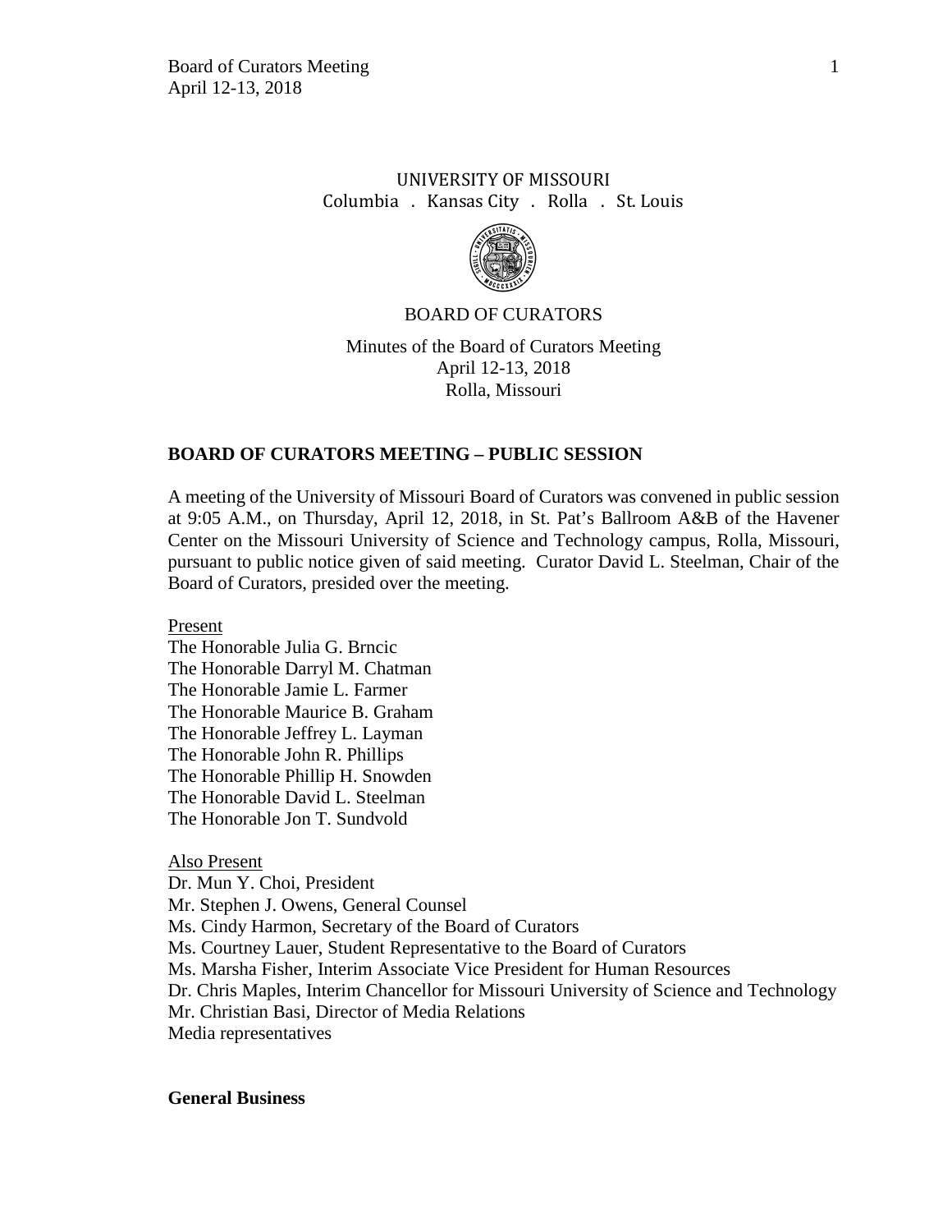UNIVERSITY OF MISSOURI
Columbia . Kansas City . Rolla . St. Louis

BOARD OF CURATORS

Minutes of the Board of Curators Meeting
April 12-13, 2018
Rolla, Missouri

## BOARD OF CURATORS MEETING – PUBLIC SESSION

A meeting of the University of Missouri Board of Curators was convened in public session at 9:05 A.M., on Thursday, April 12, 2018, in St. Pat's Ballroom A&B of the Havener Center on the Missouri University of Science and Technology campus, Rolla, Missouri, pursuant to public notice given of said meeting. Curator David L. Steelman, Chair of the Board of Curators, presided over the meeting.

Present

The Honorable Julia G. Brncic
The Honorable Darryl M. Chatman
The Honorable Jamie L. Farmer
The Honorable Maurice B. Graham
The Honorable Jeffrey L. Layman
The Honorable John R. Phillips
The Honorable Phillip H. Snowden
The Honorable David L. Steelman
The Honorable Jon T. Sundvold

Also Present

Dr. Mun Y. Choi, President
Mr. Stephen J. Owens, General Counsel
Ms. Cindy Harmon, Secretary of the Board of Curators
Ms. Courtney Lauer, Student Representative to the Board of Curators
Ms. Marsha Fisher, Interim Associate Vice President for Human Resources
Dr. Chris Maples, Interim Chancellor for Missouri University of Science and Technology
Mr. Christian Basi, Director of Media Relations
Media representatives

**General Business**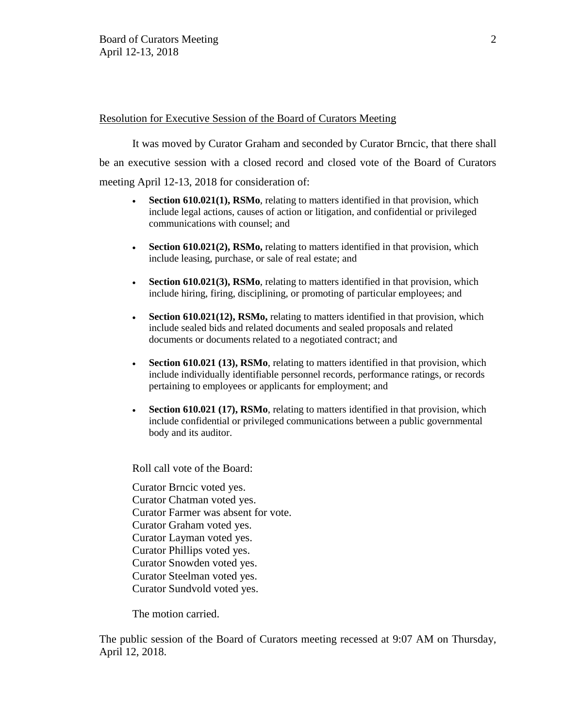Resolution for Executive Session of the Board of Curators Meeting

It was moved by Curator Graham and seconded by Curator Brncic, that there shall be an executive session with a closed record and closed vote of the Board of Curators meeting April 12-13, 2018 for consideration of:

- **Section 610.021(1), RSMo**, relating to matters identified in that provision, which include legal actions, causes of action or litigation, and confidential or privileged communications with counsel; and
- **Section 610.021(2), RSMo,** relating to matters identified in that provision, which include leasing, purchase, or sale of real estate; and
- **Section 610.021(3), RSMo**, relating to matters identified in that provision, which include hiring, firing, disciplining, or promoting of particular employees; and
- **Section 610.021(12), RSMo,** relating to matters identified in that provision, which include sealed bids and related documents and sealed proposals and related documents or documents related to a negotiated contract; and
- **Section 610.021 (13), RSMo**, relating to matters identified in that provision, which include individually identifiable personnel records, performance ratings, or records pertaining to employees or applicants for employment; and
- **Section 610.021 (17), RSMo**, relating to matters identified in that provision, which include confidential or privileged communications between a public governmental body and its auditor.

Roll call vote of the Board:

Curator Brncic voted yes.
Curator Chatman voted yes.
Curator Farmer was absent for vote.
Curator Graham voted yes.
Curator Layman voted yes.
Curator Phillips voted yes.
Curator Snowden voted yes.
Curator Steelman voted yes.
Curator Sundvold voted yes.

The motion carried.

The public session of the Board of Curators meeting recessed at 9:07 AM on Thursday, April 12, 2018.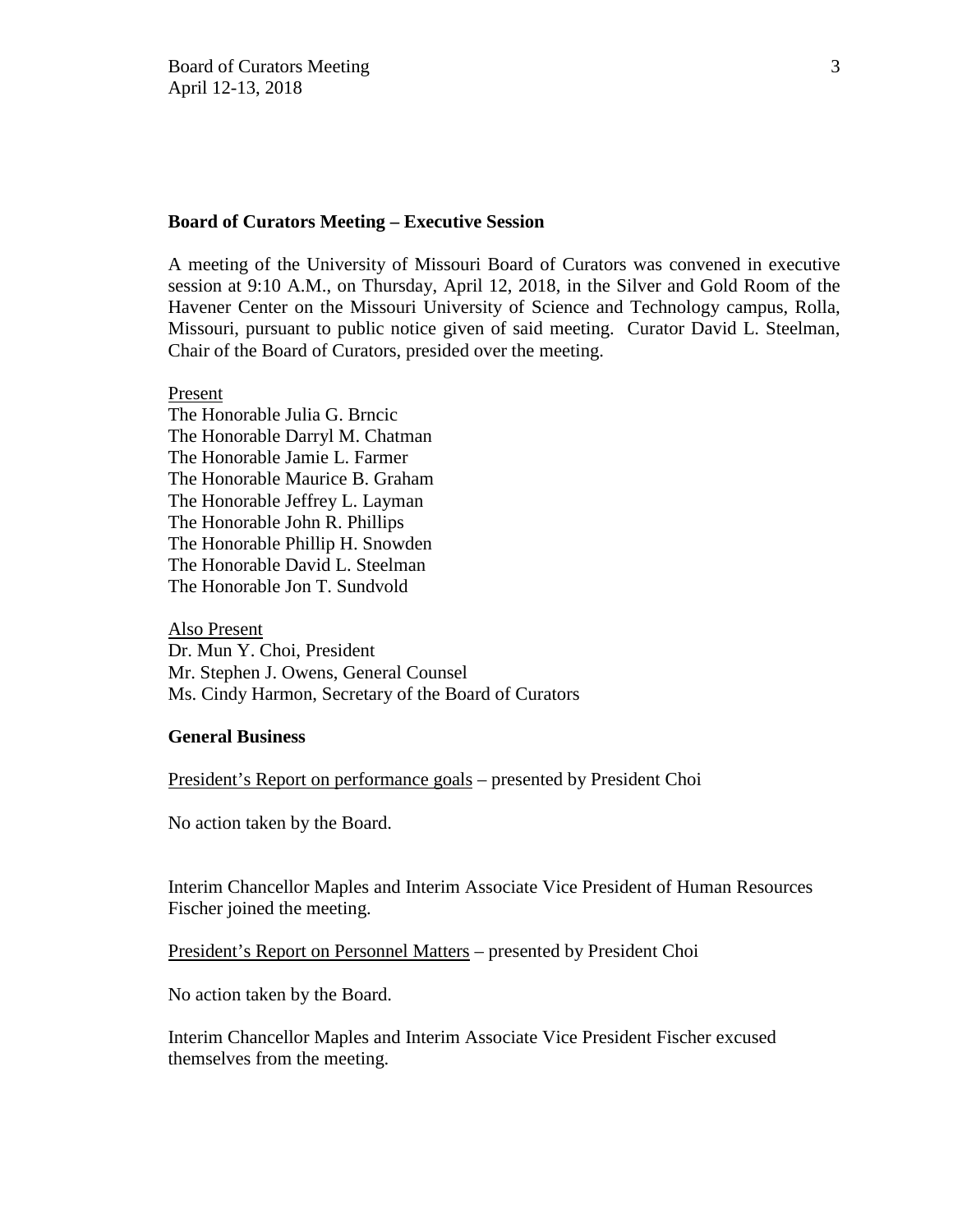**Board of Curators Meeting – Executive Session**

A meeting of the University of Missouri Board of Curators was convened in executive session at 9:10 A.M., on Thursday, April 12, 2018, in the Silver and Gold Room of the Havener Center on the Missouri University of Science and Technology campus, Rolla, Missouri, pursuant to public notice given of said meeting. Curator David L. Steelman, Chair of the Board of Curators, presided over the meeting.

Present
The Honorable Julia G. Brncic
The Honorable Darryl M. Chatman
The Honorable Jamie L. Farmer
The Honorable Maurice B. Graham
The Honorable Jeffrey L. Layman
The Honorable John R. Phillips
The Honorable Phillip H. Snowden
The Honorable David L. Steelman
The Honorable Jon T. Sundvold

Also Present
Dr. Mun Y. Choi, President
Mr. Stephen J. Owens, General Counsel
Ms. Cindy Harmon, Secretary of the Board of Curators

**General Business**

President's Report on performance goals – presented by President Choi

No action taken by the Board.

Interim Chancellor Maples and Interim Associate Vice President of Human Resources Fischer joined the meeting.

President's Report on Personnel Matters – presented by President Choi

No action taken by the Board.

Interim Chancellor Maples and Interim Associate Vice President Fischer excused themselves from the meeting.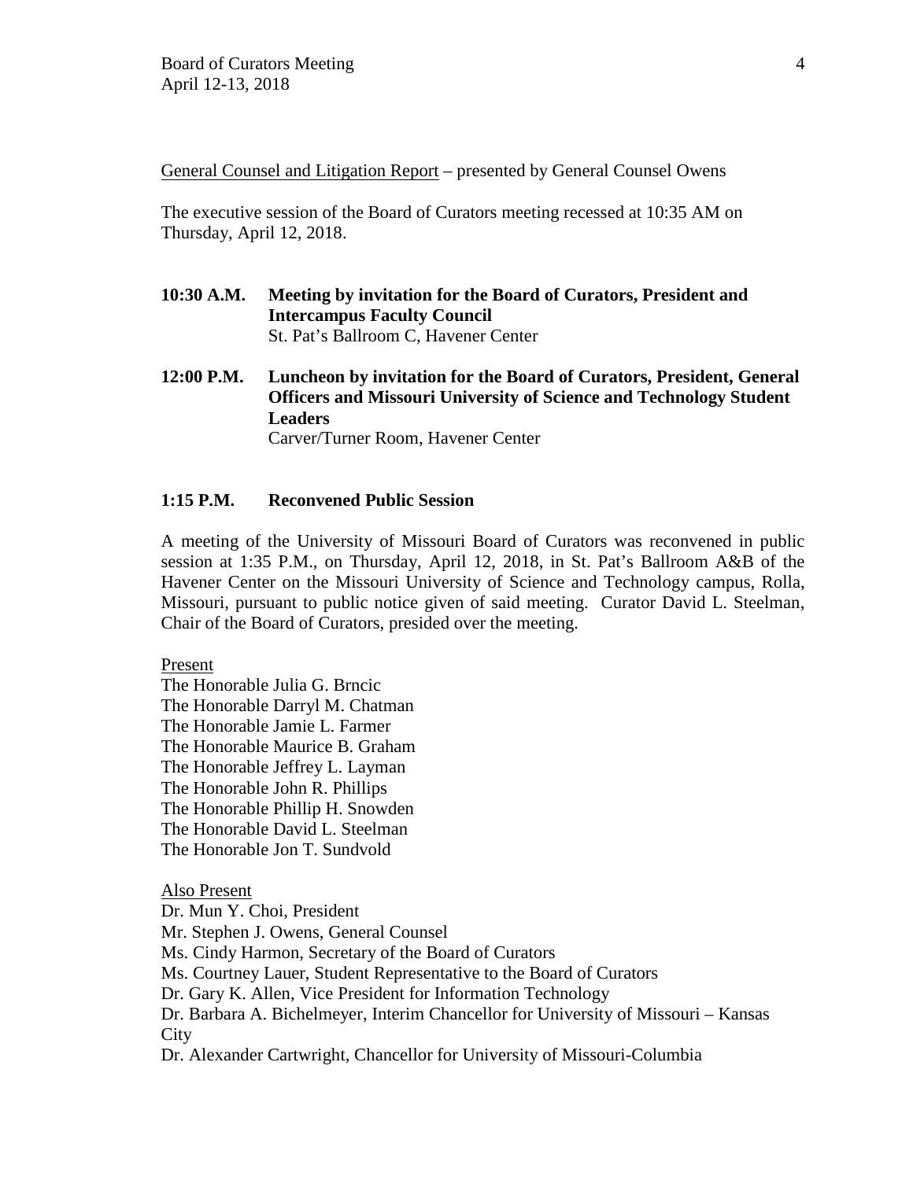General Counsel and Litigation Report – presented by General Counsel Owens

The executive session of the Board of Curators meeting recessed at 10:35 AM on Thursday, April 12, 2018.

**10:30 A.M. Meeting by invitation for the Board of Curators, President and Intercampus Faculty Council**
St. Pat's Ballroom C, Havener Center

**12:00 P.M. Luncheon by invitation for the Board of Curators, President, General Officers and Missouri University of Science and Technology Student Leaders**
Carver/Turner Room, Havener Center

**1:15 P.M. Reconvened Public Session**

A meeting of the University of Missouri Board of Curators was reconvened in public session at 1:35 P.M., on Thursday, April 12, 2018, in St. Pat's Ballroom A&B of the Havener Center on the Missouri University of Science and Technology campus, Rolla, Missouri, pursuant to public notice given of said meeting. Curator David L. Steelman, Chair of the Board of Curators, presided over the meeting.

Present
The Honorable Julia G. Brncic
The Honorable Darryl M. Chatman
The Honorable Jamie L. Farmer
The Honorable Maurice B. Graham
The Honorable Jeffrey L. Layman
The Honorable John R. Phillips
The Honorable Phillip H. Snowden
The Honorable David L. Steelman
The Honorable Jon T. Sundvold

Also Present
Dr. Mun Y. Choi, President
Mr. Stephen J. Owens, General Counsel
Ms. Cindy Harmon, Secretary of the Board of Curators
Ms. Courtney Lauer, Student Representative to the Board of Curators
Dr. Gary K. Allen, Vice President for Information Technology
Dr. Barbara A. Bichelmeyer, Interim Chancellor for University of Missouri – Kansas City
Dr. Alexander Cartwright, Chancellor for University of Missouri-Columbia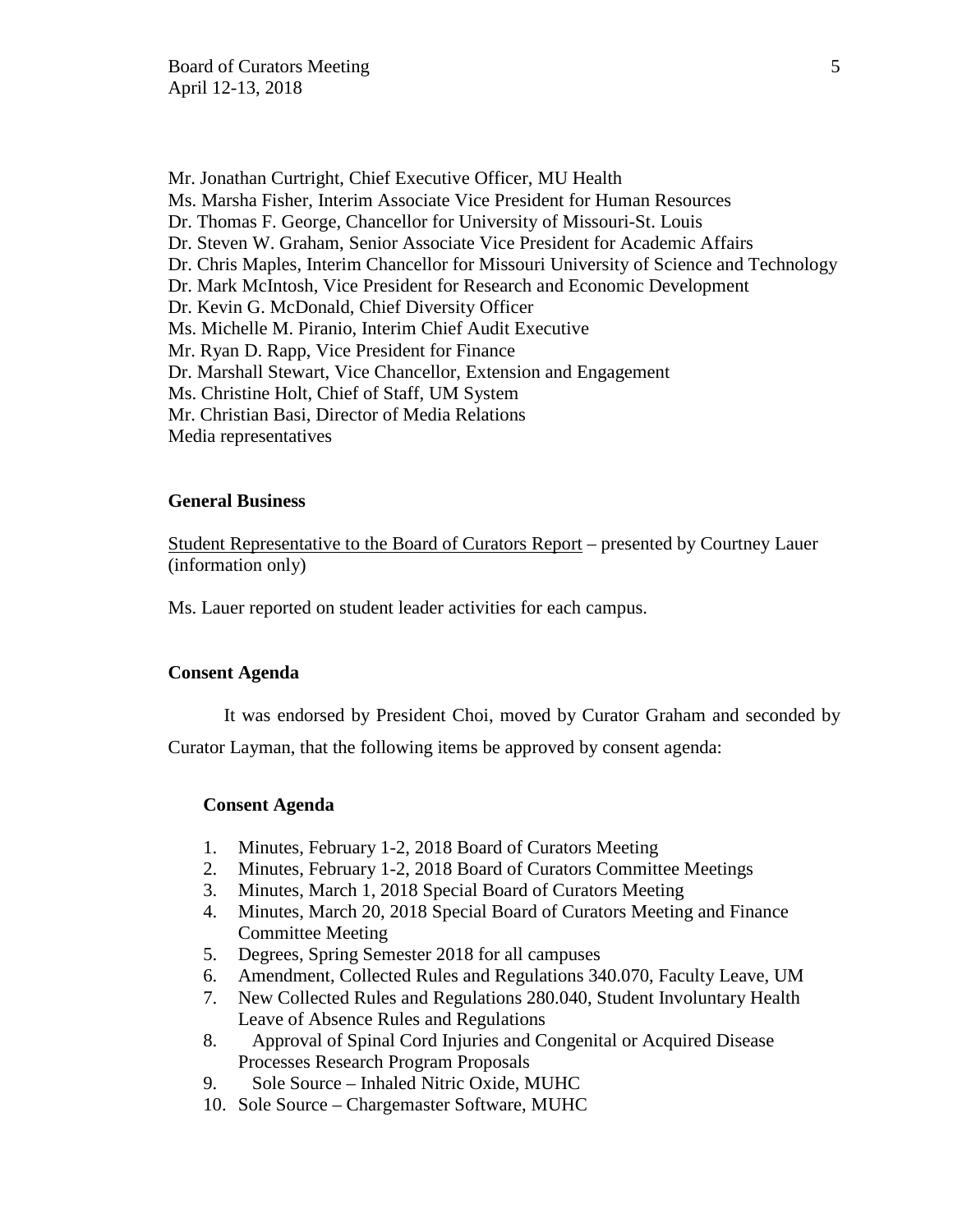Mr. Jonathan Curtright, Chief Executive Officer, MU Health
Ms. Marsha Fisher, Interim Associate Vice President for Human Resources
Dr. Thomas F. George, Chancellor for University of Missouri-St. Louis
Dr. Steven W. Graham, Senior Associate Vice President for Academic Affairs
Dr. Chris Maples, Interim Chancellor for Missouri University of Science and Technology
Dr. Mark McIntosh, Vice President for Research and Economic Development
Dr. Kevin G. McDonald, Chief Diversity Officer
Ms. Michelle M. Piranio, Interim Chief Audit Executive
Mr. Ryan D. Rapp, Vice President for Finance
Dr. Marshall Stewart, Vice Chancellor, Extension and Engagement
Ms. Christine Holt, Chief of Staff, UM System
Mr. Christian Basi, Director of Media Relations
Media representatives

**General Business**

Student Representative to the Board of Curators Report – presented by Courtney Lauer (information only)

Ms. Lauer reported on student leader activities for each campus.

**Consent Agenda**

It was endorsed by President Choi, moved by Curator Graham and seconded by Curator Layman, that the following items be approved by consent agenda:

**Consent Agenda**

1. Minutes, February 1-2, 2018 Board of Curators Meeting
2. Minutes, February 1-2, 2018 Board of Curators Committee Meetings
3. Minutes, March 1, 2018 Special Board of Curators Meeting
4. Minutes, March 20, 2018 Special Board of Curators Meeting and Finance Committee Meeting
5. Degrees, Spring Semester 2018 for all campuses
6. Amendment, Collected Rules and Regulations 340.070, Faculty Leave, UM
7. New Collected Rules and Regulations 280.040, Student Involuntary Health Leave of Absence Rules and Regulations
8. Approval of Spinal Cord Injuries and Congenital or Acquired Disease Processes Research Program Proposals
9. Sole Source – Inhaled Nitric Oxide, MUHC
10. Sole Source – Chargemaster Software, MUHC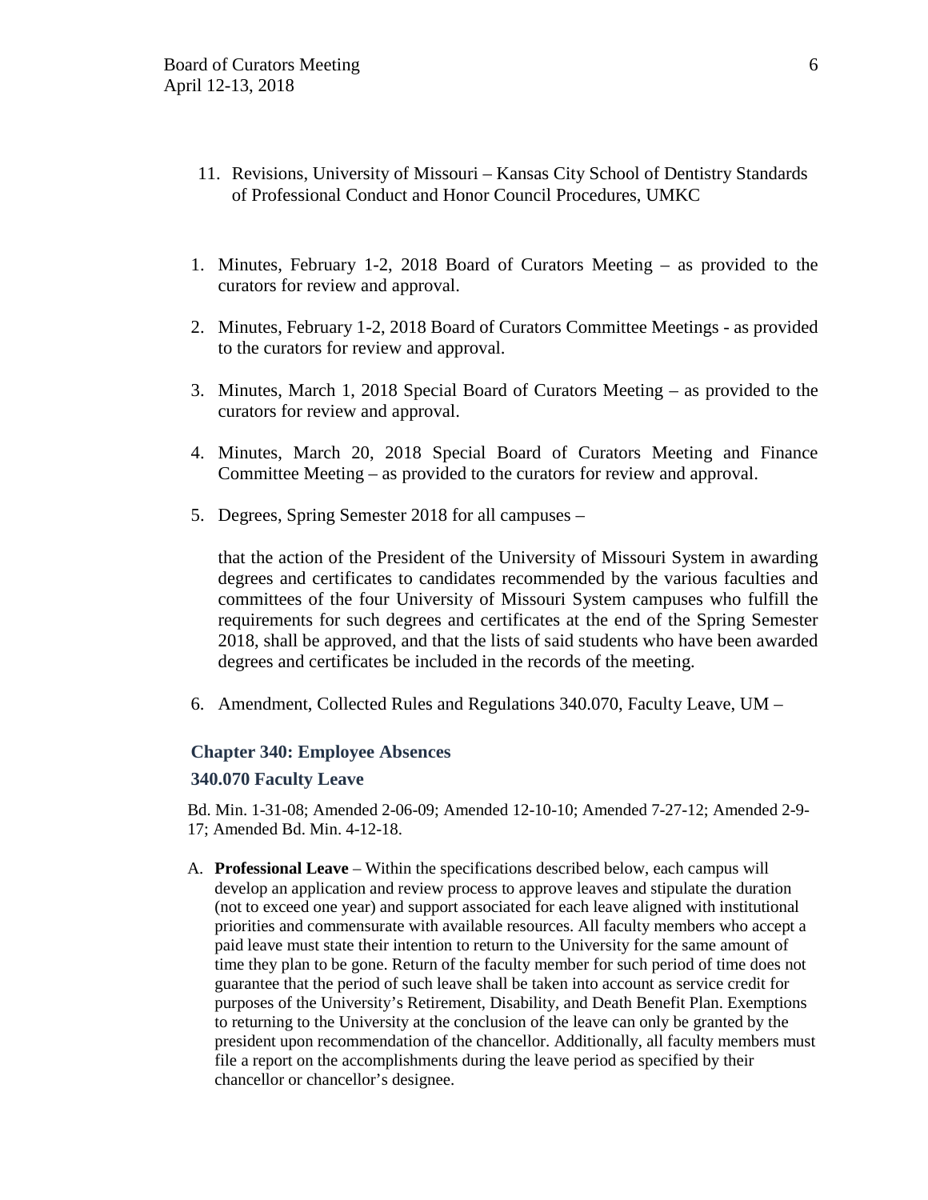11. Revisions, University of Missouri – Kansas City School of Dentistry Standards of Professional Conduct and Honor Council Procedures, UMKC

1. Minutes, February 1-2, 2018 Board of Curators Meeting – as provided to the curators for review and approval.

2. Minutes, February 1-2, 2018 Board of Curators Committee Meetings - as provided to the curators for review and approval.

3. Minutes, March 1, 2018 Special Board of Curators Meeting – as provided to the curators for review and approval.

4. Minutes, March 20, 2018 Special Board of Curators Meeting and Finance Committee Meeting – as provided to the curators for review and approval.

5. Degrees, Spring Semester 2018 for all campuses –

   that the action of the President of the University of Missouri System in awarding degrees and certificates to candidates recommended by the various faculties and committees of the four University of Missouri System campuses who fulfill the requirements for such degrees and certificates at the end of the Spring Semester 2018, shall be approved, and that the lists of said students who have been awarded degrees and certificates be included in the records of the meeting.

6. Amendment, Collected Rules and Regulations 340.070, Faculty Leave, UM –

### Chapter 340: Employee Absences

### 340.070 Faculty Leave

Bd. Min. 1-31-08; Amended 2-06-09; Amended 12-10-10; Amended 7-27-12; Amended 2-9-17; Amended Bd. Min. 4-12-18.

A. **Professional Leave** – Within the specifications described below, each campus will develop an application and review process to approve leaves and stipulate the duration (not to exceed one year) and support associated for each leave aligned with institutional priorities and commensurate with available resources. All faculty members who accept a paid leave must state their intention to return to the University for the same amount of time they plan to be gone. Return of the faculty member for such period of time does not guarantee that the period of such leave shall be taken into account as service credit for purposes of the University's Retirement, Disability, and Death Benefit Plan. Exemptions to returning to the University at the conclusion of the leave can only be granted by the president upon recommendation of the chancellor. Additionally, all faculty members must file a report on the accomplishments during the leave period as specified by their chancellor or chancellor's designee.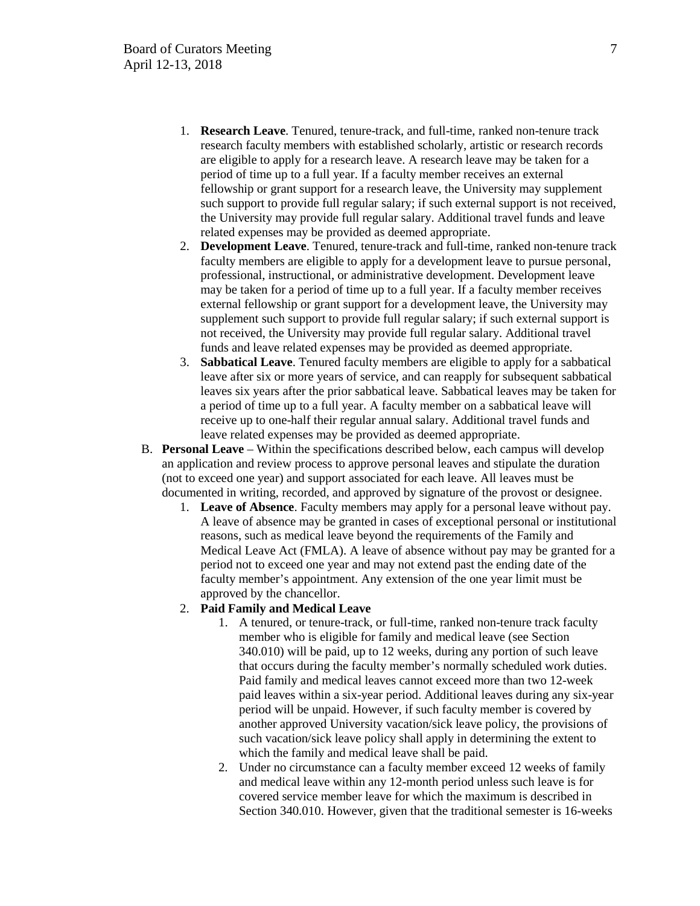1. **Research Leave**. Tenured, tenure-track, and full-time, ranked non-tenure track research faculty members with established scholarly, artistic or research records are eligible to apply for a research leave. A research leave may be taken for a period of time up to a full year. If a faculty member receives an external fellowship or grant support for a research leave, the University may supplement such support to provide full regular salary; if such external support is not received, the University may provide full regular salary. Additional travel funds and leave related expenses may be provided as deemed appropriate.
2. **Development Leave**. Tenured, tenure-track and full-time, ranked non-tenure track faculty members are eligible to apply for a development leave to pursue personal, professional, instructional, or administrative development. Development leave may be taken for a period of time up to a full year. If a faculty member receives external fellowship or grant support for a development leave, the University may supplement such support to provide full regular salary; if such external support is not received, the University may provide full regular salary. Additional travel funds and leave related expenses may be provided as deemed appropriate.
3. **Sabbatical Leave**. Tenured faculty members are eligible to apply for a sabbatical leave after six or more years of service, and can reapply for subsequent sabbatical leaves six years after the prior sabbatical leave. Sabbatical leaves may be taken for a period of time up to a full year. A faculty member on a sabbatical leave will receive up to one-half their regular annual salary. Additional travel funds and leave related expenses may be provided as deemed appropriate.

B. **Personal Leave** – Within the specifications described below, each campus will develop an application and review process to approve personal leaves and stipulate the duration (not to exceed one year) and support associated for each leave. All leaves must be documented in writing, recorded, and approved by signature of the provost or designee.

1. **Leave of Absence**. Faculty members may apply for a personal leave without pay. A leave of absence may be granted in cases of exceptional personal or institutional reasons, such as medical leave beyond the requirements of the Family and Medical Leave Act (FMLA). A leave of absence without pay may be granted for a period not to exceed one year and may not extend past the ending date of the faculty member's appointment. Any extension of the one year limit must be approved by the chancellor.
2. **Paid Family and Medical Leave**
    1. A tenured, or tenure-track, or full-time, ranked non-tenure track faculty member who is eligible for family and medical leave (see Section 340.010) will be paid, up to 12 weeks, during any portion of such leave that occurs during the faculty member's normally scheduled work duties. Paid family and medical leaves cannot exceed more than two 12-week paid leaves within a six-year period. Additional leaves during any six-year period will be unpaid. However, if such faculty member is covered by another approved University vacation/sick leave policy, the provisions of such vacation/sick leave policy shall apply in determining the extent to which the family and medical leave shall be paid.
    2. Under no circumstance can a faculty member exceed 12 weeks of family and medical leave within any 12-month period unless such leave is for covered service member leave for which the maximum is described in Section 340.010. However, given that the traditional semester is 16-weeks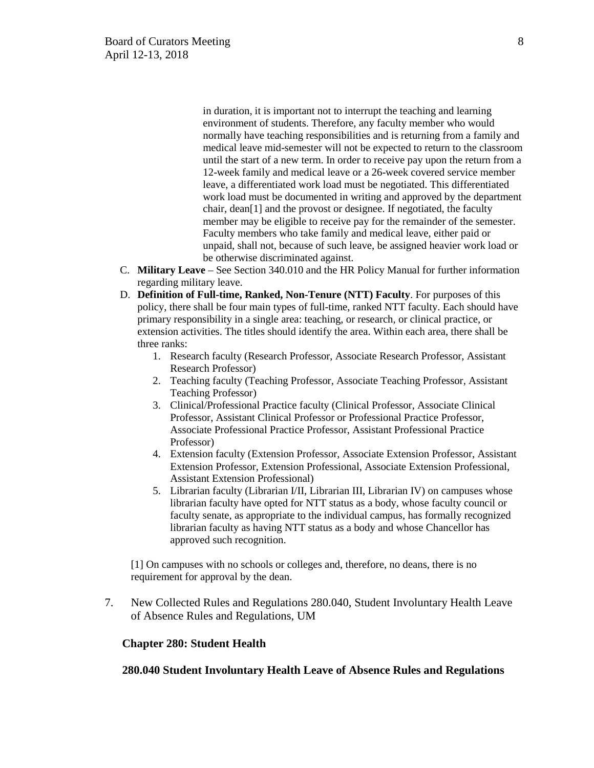in duration, it is important not to interrupt the teaching and learning environment of students. Therefore, any faculty member who would normally have teaching responsibilities and is returning from a family and medical leave mid-semester will not be expected to return to the classroom until the start of a new term. In order to receive pay upon the return from a 12-week family and medical leave or a 26-week covered service member leave, a differentiated work load must be negotiated. This differentiated work load must be documented in writing and approved by the department chair, dean[1] and the provost or designee. If negotiated, the faculty member may be eligible to receive pay for the remainder of the semester. Faculty members who take family and medical leave, either paid or unpaid, shall not, because of such leave, be assigned heavier work load or be otherwise discriminated against.

C. **Military Leave** – See Section 340.010 and the HR Policy Manual for further information regarding military leave.

D. **Definition of Full-time, Ranked, Non-Tenure (NTT) Faculty**. For purposes of this policy, there shall be four main types of full-time, ranked NTT faculty. Each should have primary responsibility in a single area: teaching, or research, or clinical practice, or extension activities. The titles should identify the area. Within each area, there shall be three ranks:

   1. Research faculty (Research Professor, Associate Research Professor, Assistant Research Professor)
   2. Teaching faculty (Teaching Professor, Associate Teaching Professor, Assistant Teaching Professor)
   3. Clinical/Professional Practice faculty (Clinical Professor, Associate Clinical Professor, Assistant Clinical Professor or Professional Practice Professor, Associate Professional Practice Professor, Assistant Professional Practice Professor)
   4. Extension faculty (Extension Professor, Associate Extension Professor, Assistant Extension Professor, Extension Professional, Associate Extension Professional, Assistant Extension Professional)
   5. Librarian faculty (Librarian I/II, Librarian III, Librarian IV) on campuses whose librarian faculty have opted for NTT status as a body, whose faculty council or faculty senate, as appropriate to the individual campus, has formally recognized librarian faculty as having NTT status as a body and whose Chancellor has approved such recognition.

[1] On campuses with no schools or colleges and, therefore, no deans, there is no requirement for approval by the dean.

7. New Collected Rules and Regulations 280.040, Student Involuntary Health Leave of Absence Rules and Regulations, UM

**Chapter 280: Student Health**

**280.040 Student Involuntary Health Leave of Absence Rules and Regulations**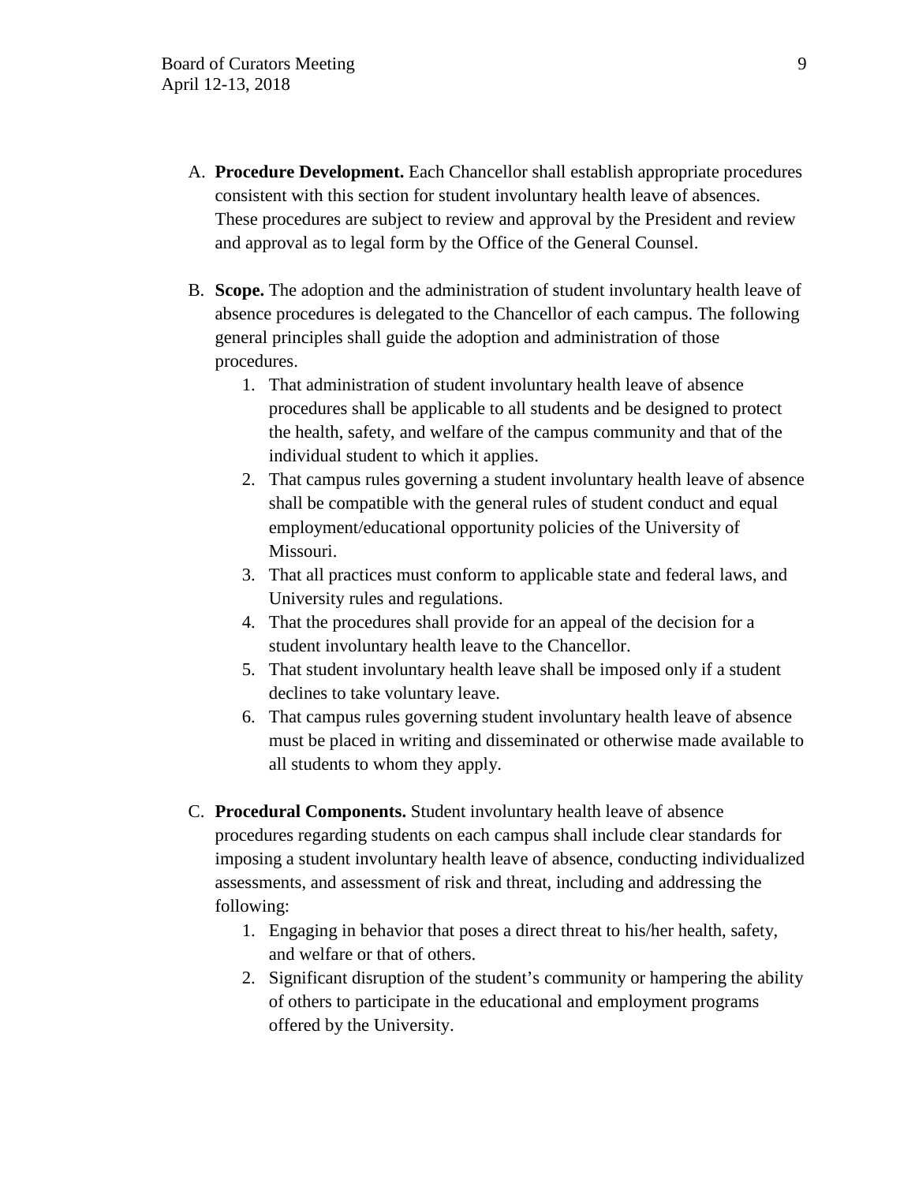A. **Procedure Development.** Each Chancellor shall establish appropriate procedures consistent with this section for student involuntary health leave of absences. These procedures are subject to review and approval by the President and review and approval as to legal form by the Office of the General Counsel.

B. **Scope.** The adoption and the administration of student involuntary health leave of absence procedures is delegated to the Chancellor of each campus. The following general principles shall guide the adoption and administration of those procedures.
   1. That administration of student involuntary health leave of absence procedures shall be applicable to all students and be designed to protect the health, safety, and welfare of the campus community and that of the individual student to which it applies.
   2. That campus rules governing a student involuntary health leave of absence shall be compatible with the general rules of student conduct and equal employment/educational opportunity policies of the University of Missouri.
   3. That all practices must conform to applicable state and federal laws, and University rules and regulations.
   4. That the procedures shall provide for an appeal of the decision for a student involuntary health leave to the Chancellor.
   5. That student involuntary health leave shall be imposed only if a student declines to take voluntary leave.
   6. That campus rules governing student involuntary health leave of absence must be placed in writing and disseminated or otherwise made available to all students to whom they apply.

C. **Procedural Components.** Student involuntary health leave of absence procedures regarding students on each campus shall include clear standards for imposing a student involuntary health leave of absence, conducting individualized assessments, and assessment of risk and threat, including and addressing the following:
   1. Engaging in behavior that poses a direct threat to his/her health, safety, and welfare or that of others.
   2. Significant disruption of the student's community or hampering the ability of others to participate in the educational and employment programs offered by the University.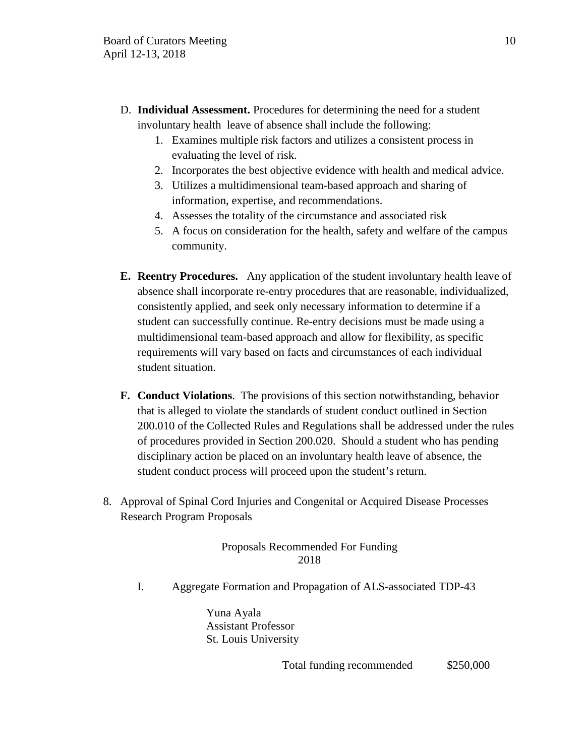D. **Individual Assessment.** Procedures for determining the need for a student involuntary health leave of absence shall include the following:
   1. Examines multiple risk factors and utilizes a consistent process in evaluating the level of risk.
   2. Incorporates the best objective evidence with health and medical advice.
   3. Utilizes a multidimensional team-based approach and sharing of information, expertise, and recommendations.
   4. Assesses the totality of the circumstance and associated risk
   5. A focus on consideration for the health, safety and welfare of the campus community.

**E. Reentry Procedures.** Any application of the student involuntary health leave of absence shall incorporate re-entry procedures that are reasonable, individualized, consistently applied, and seek only necessary information to determine if a student can successfully continue. Re-entry decisions must be made using a multidimensional team-based approach and allow for flexibility, as specific requirements will vary based on facts and circumstances of each individual student situation.

**F. Conduct Violations**. The provisions of this section notwithstanding, behavior that is alleged to violate the standards of student conduct outlined in Section 200.010 of the Collected Rules and Regulations shall be addressed under the rules of procedures provided in Section 200.020. Should a student who has pending disciplinary action be placed on an involuntary health leave of absence, the student conduct process will proceed upon the student's return.

8. Approval of Spinal Cord Injuries and Congenital or Acquired Disease Processes Research Program Proposals

Proposals Recommended For Funding
2018

I. Aggregate Formation and Propagation of ALS-associated TDP-43

Yuna Ayala
Assistant Professor
St. Louis University

Total funding recommended $250,000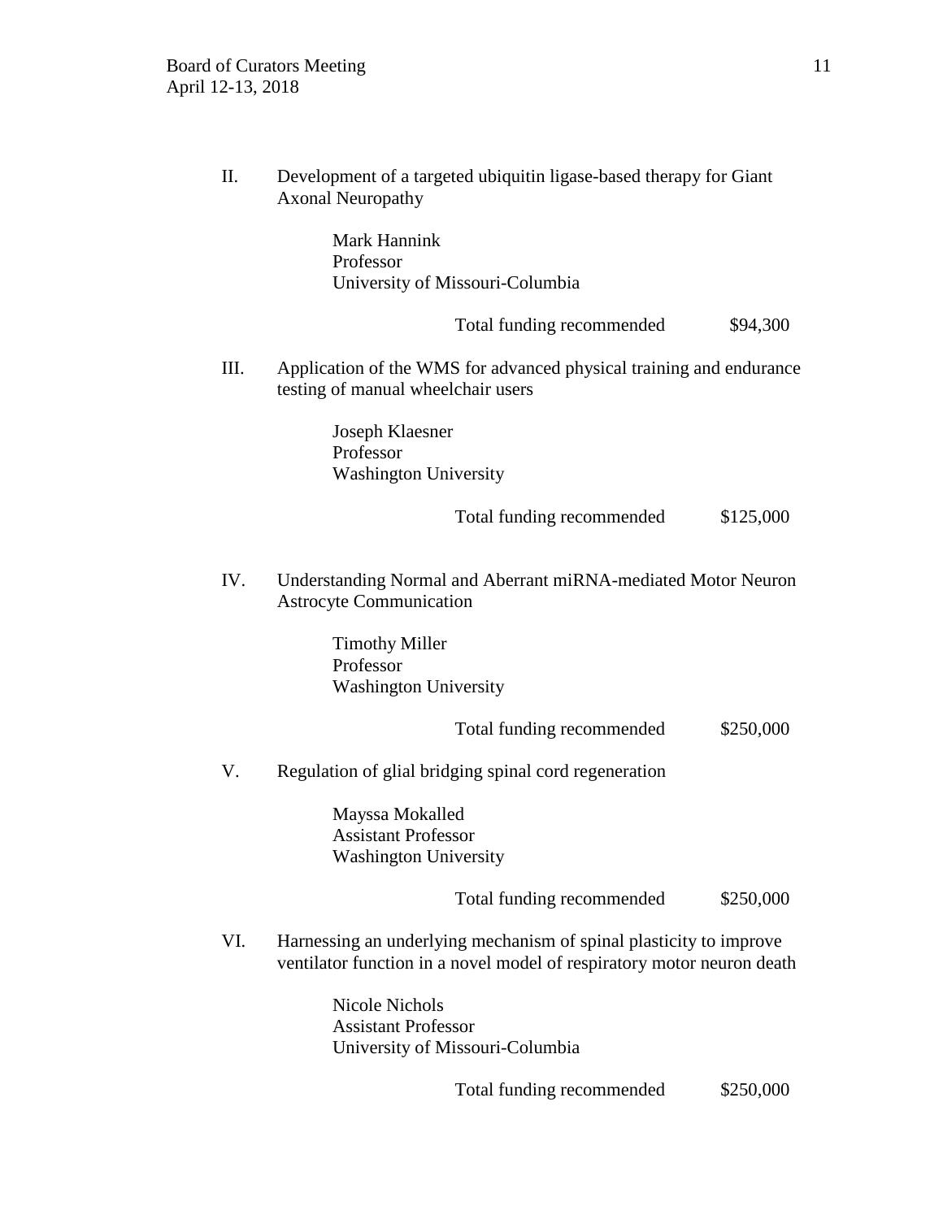II. Development of a targeted ubiquitin ligase-based therapy for Giant Axonal Neuropathy

Mark Hannink
Professor
University of Missouri-Columbia

Total funding recommended $94,300

III. Application of the WMS for advanced physical training and endurance testing of manual wheelchair users

Joseph Klaesner
Professor
Washington University

Total funding recommended $125,000

IV. Understanding Normal and Aberrant miRNA-mediated Motor Neuron Astrocyte Communication

Timothy Miller
Professor
Washington University

Total funding recommended $250,000

V. Regulation of glial bridging spinal cord regeneration

Mayssa Mokalled
Assistant Professor
Washington University

Total funding recommended $250,000

VI. Harnessing an underlying mechanism of spinal plasticity to improve ventilator function in a novel model of respiratory motor neuron death

Nicole Nichols
Assistant Professor
University of Missouri-Columbia

Total funding recommended $250,000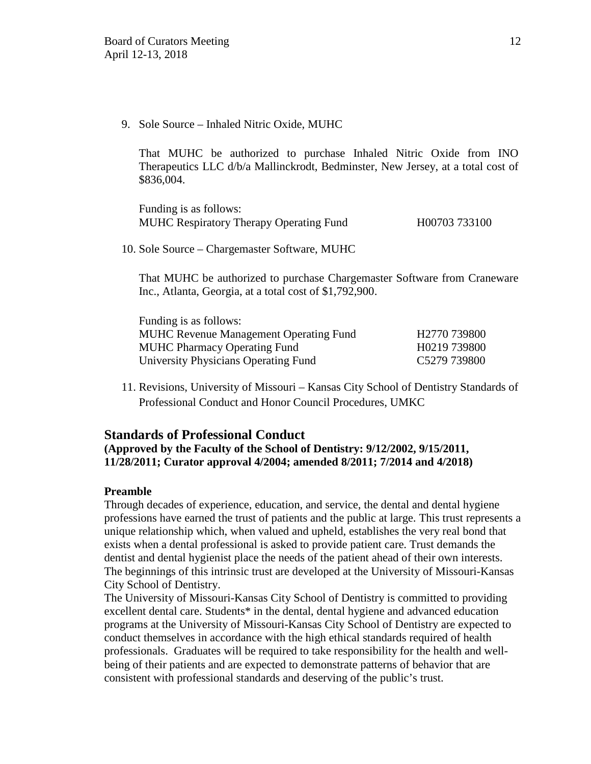9. Sole Source – Inhaled Nitric Oxide, MUHC

   That MUHC be authorized to purchase Inhaled Nitric Oxide from INO Therapeutics LLC d/b/a Mallinckrodt, Bedminster, New Jersey, at a total cost of $836,004.

   Funding is as follows:

   | | |
   |---|---|
   | MUHC Respiratory Therapy Operating Fund | H00703 733100 |

10. Sole Source – Chargemaster Software, MUHC

    That MUHC be authorized to purchase Chargemaster Software from Craneware Inc., Atlanta, Georgia, at a total cost of $1,792,900.

    Funding is as follows:

    | | |
    |---|---|
    | MUHC Revenue Management Operating Fund | H2770 739800 |
    | MUHC Pharmacy Operating Fund | H0219 739800 |
    | University Physicians Operating Fund | C5279 739800 |

11. Revisions, University of Missouri – Kansas City School of Dentistry Standards of Professional Conduct and Honor Council Procedures, UMKC

## Standards of Professional Conduct

**(Approved by the Faculty of the School of Dentistry: 9/12/2002, 9/15/2011, 11/28/2011; Curator approval 4/2004; amended 8/2011; 7/2014 and 4/2018)**

### Preamble

Through decades of experience, education, and service, the dental and dental hygiene professions have earned the trust of patients and the public at large. This trust represents a unique relationship which, when valued and upheld, establishes the very real bond that exists when a dental professional is asked to provide patient care. Trust demands the dentist and dental hygienist place the needs of the patient ahead of their own interests. The beginnings of this intrinsic trust are developed at the University of Missouri-Kansas City School of Dentistry.

The University of Missouri-Kansas City School of Dentistry is committed to providing excellent dental care. Students* in the dental, dental hygiene and advanced education programs at the University of Missouri-Kansas City School of Dentistry are expected to conduct themselves in accordance with the high ethical standards required of health professionals. Graduates will be required to take responsibility for the health and well-being of their patients and are expected to demonstrate patterns of behavior that are consistent with professional standards and deserving of the public's trust.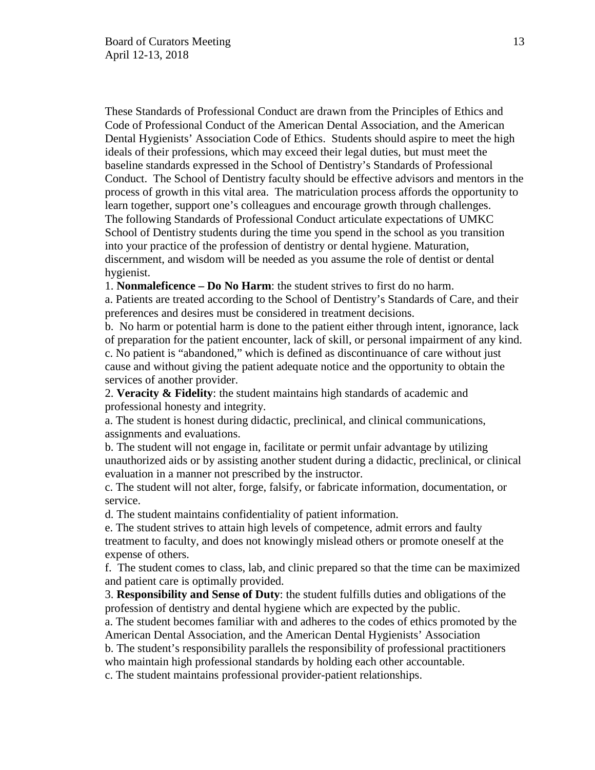These Standards of Professional Conduct are drawn from the Principles of Ethics and Code of Professional Conduct of the American Dental Association, and the American Dental Hygienists' Association Code of Ethics. Students should aspire to meet the high ideals of their professions, which may exceed their legal duties, but must meet the baseline standards expressed in the School of Dentistry's Standards of Professional Conduct. The School of Dentistry faculty should be effective advisors and mentors in the process of growth in this vital area. The matriculation process affords the opportunity to learn together, support one's colleagues and encourage growth through challenges. The following Standards of Professional Conduct articulate expectations of UMKC School of Dentistry students during the time you spend in the school as you transition into your practice of the profession of dentistry or dental hygiene. Maturation, discernment, and wisdom will be needed as you assume the role of dentist or dental hygienist.

1. **Nonmaleficence – Do No Harm**: the student strives to first do no harm.

a. Patients are treated according to the School of Dentistry's Standards of Care, and their preferences and desires must be considered in treatment decisions.

b. No harm or potential harm is done to the patient either through intent, ignorance, lack of preparation for the patient encounter, lack of skill, or personal impairment of any kind.

c. No patient is "abandoned," which is defined as discontinuance of care without just cause and without giving the patient adequate notice and the opportunity to obtain the services of another provider.

2. **Veracity & Fidelity**: the student maintains high standards of academic and professional honesty and integrity.

a. The student is honest during didactic, preclinical, and clinical communications, assignments and evaluations.

b. The student will not engage in, facilitate or permit unfair advantage by utilizing unauthorized aids or by assisting another student during a didactic, preclinical, or clinical evaluation in a manner not prescribed by the instructor.

c. The student will not alter, forge, falsify, or fabricate information, documentation, or service.

d. The student maintains confidentiality of patient information.

e. The student strives to attain high levels of competence, admit errors and faulty treatment to faculty, and does not knowingly mislead others or promote oneself at the expense of others.

f. The student comes to class, lab, and clinic prepared so that the time can be maximized and patient care is optimally provided.

3. **Responsibility and Sense of Duty**: the student fulfills duties and obligations of the profession of dentistry and dental hygiene which are expected by the public.

a. The student becomes familiar with and adheres to the codes of ethics promoted by the American Dental Association, and the American Dental Hygienists' Association

b. The student's responsibility parallels the responsibility of professional practitioners who maintain high professional standards by holding each other accountable.

c. The student maintains professional provider-patient relationships.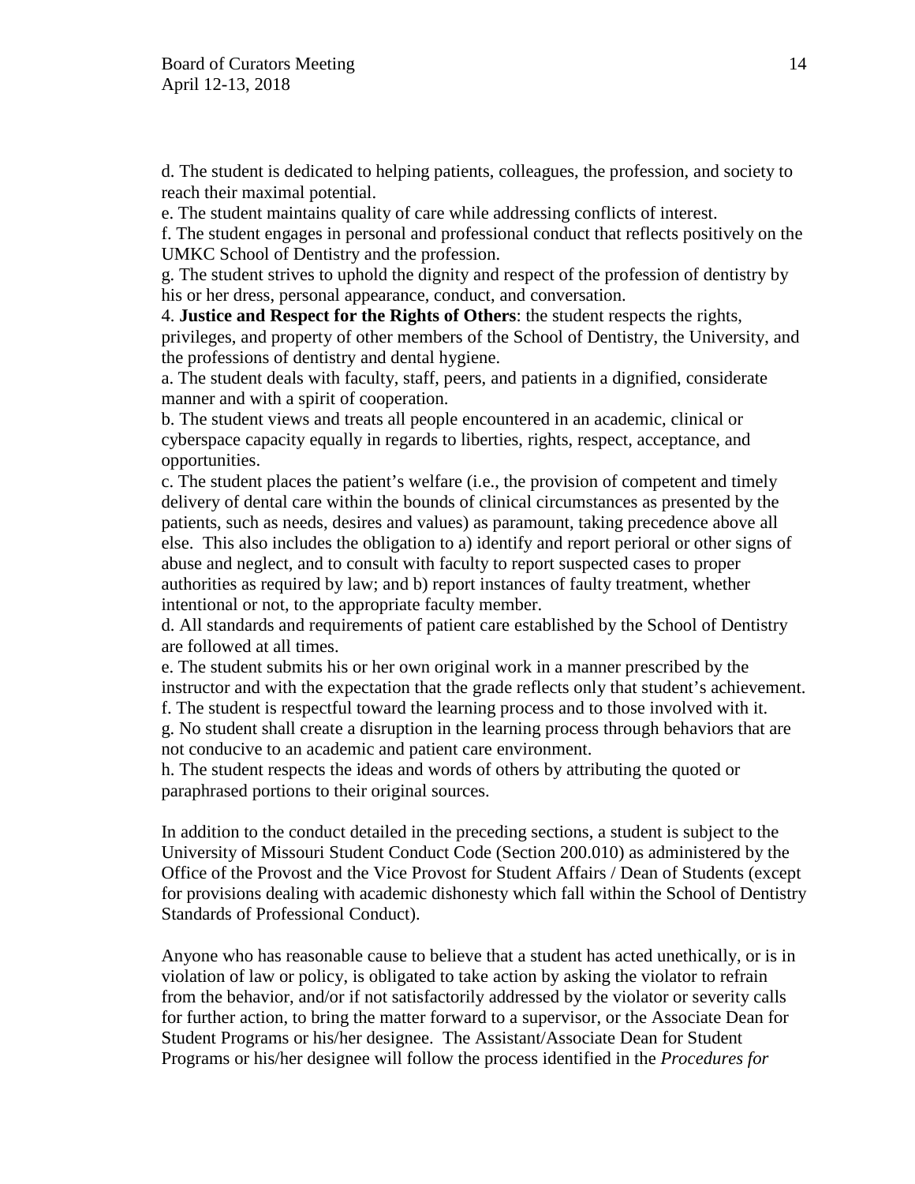d. The student is dedicated to helping patients, colleagues, the profession, and society to reach their maximal potential.

e. The student maintains quality of care while addressing conflicts of interest.

f. The student engages in personal and professional conduct that reflects positively on the UMKC School of Dentistry and the profession.

g. The student strives to uphold the dignity and respect of the profession of dentistry by his or her dress, personal appearance, conduct, and conversation.

4. **Justice and Respect for the Rights of Others**: the student respects the rights, privileges, and property of other members of the School of Dentistry, the University, and the professions of dentistry and dental hygiene.

a. The student deals with faculty, staff, peers, and patients in a dignified, considerate manner and with a spirit of cooperation.

b. The student views and treats all people encountered in an academic, clinical or cyberspace capacity equally in regards to liberties, rights, respect, acceptance, and opportunities.

c. The student places the patient's welfare (i.e., the provision of competent and timely delivery of dental care within the bounds of clinical circumstances as presented by the patients, such as needs, desires and values) as paramount, taking precedence above all else. This also includes the obligation to a) identify and report perioral or other signs of abuse and neglect, and to consult with faculty to report suspected cases to proper authorities as required by law; and b) report instances of faulty treatment, whether intentional or not, to the appropriate faculty member.

d. All standards and requirements of patient care established by the School of Dentistry are followed at all times.

e. The student submits his or her own original work in a manner prescribed by the instructor and with the expectation that the grade reflects only that student's achievement.

f. The student is respectful toward the learning process and to those involved with it.

g. No student shall create a disruption in the learning process through behaviors that are not conducive to an academic and patient care environment.

h. The student respects the ideas and words of others by attributing the quoted or paraphrased portions to their original sources.

In addition to the conduct detailed in the preceding sections, a student is subject to the University of Missouri Student Conduct Code (Section 200.010) as administered by the Office of the Provost and the Vice Provost for Student Affairs / Dean of Students (except for provisions dealing with academic dishonesty which fall within the School of Dentistry Standards of Professional Conduct).

Anyone who has reasonable cause to believe that a student has acted unethically, or is in violation of law or policy, is obligated to take action by asking the violator to refrain from the behavior, and/or if not satisfactorily addressed by the violator or severity calls for further action, to bring the matter forward to a supervisor, or the Associate Dean for Student Programs or his/her designee. The Assistant/Associate Dean for Student Programs or his/her designee will follow the process identified in the *Procedures for*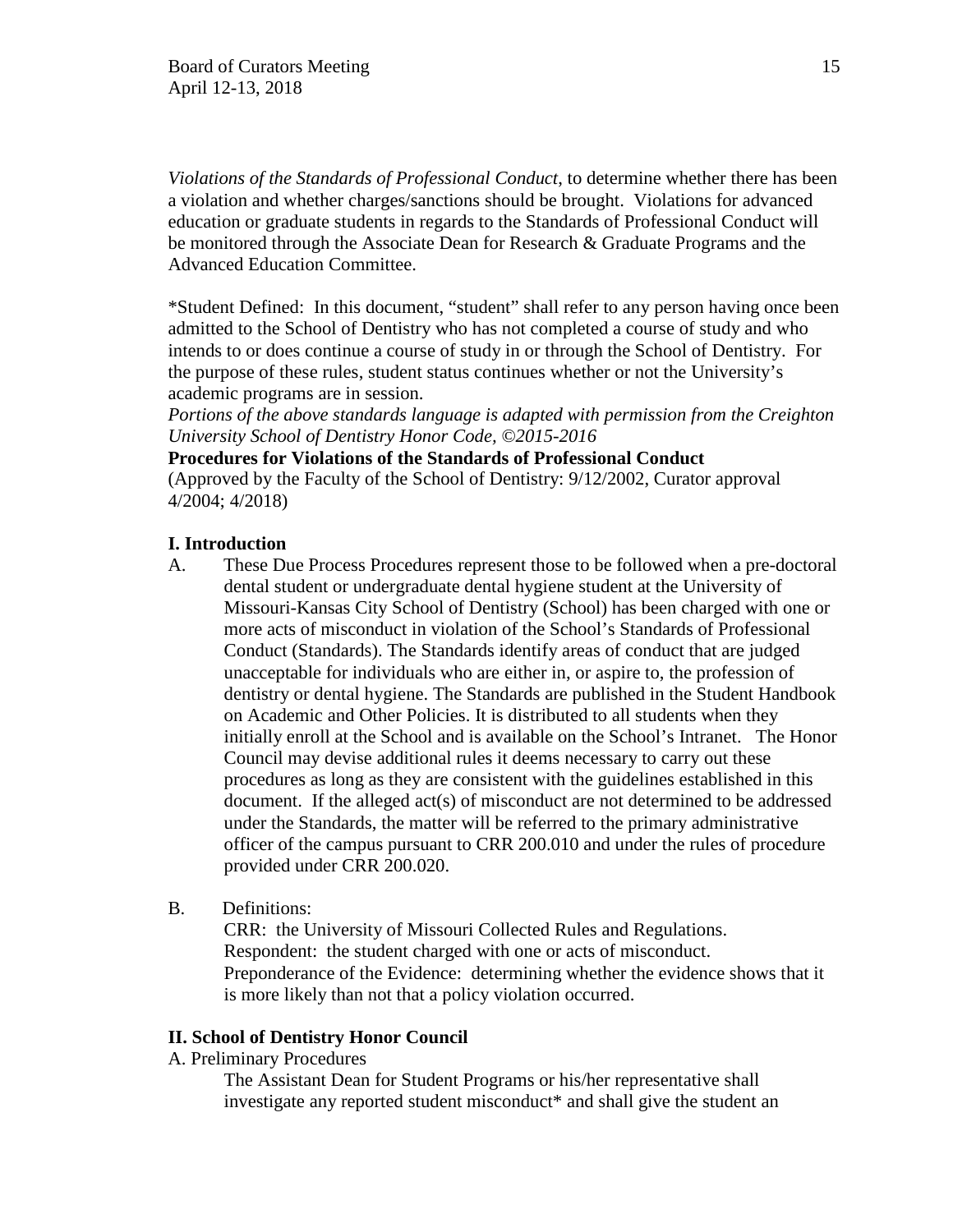*Violations of the Standards of Professional Conduct*, to determine whether there has been a violation and whether charges/sanctions should be brought. Violations for advanced education or graduate students in regards to the Standards of Professional Conduct will be monitored through the Associate Dean for Research & Graduate Programs and the Advanced Education Committee.

*Student Defined: In this document, "student" shall refer to any person having once been admitted to the School of Dentistry who has not completed a course of study and who intends to or does continue a course of study in or through the School of Dentistry. For the purpose of these rules, student status continues whether or not the University's academic programs are in session.

*Portions of the above standards language is adapted with permission from the Creighton University School of Dentistry Honor Code, ©2015-2016*

**Procedures for Violations of the Standards of Professional Conduct**

(Approved by the Faculty of the School of Dentistry: 9/12/2002, Curator approval 4/2004; 4/2018)

**I. Introduction**

A. These Due Process Procedures represent those to be followed when a pre-doctoral dental student or undergraduate dental hygiene student at the University of Missouri-Kansas City School of Dentistry (School) has been charged with one or more acts of misconduct in violation of the School's Standards of Professional Conduct (Standards). The Standards identify areas of conduct that are judged unacceptable for individuals who are either in, or aspire to, the profession of dentistry or dental hygiene. The Standards are published in the Student Handbook on Academic and Other Policies. It is distributed to all students when they initially enroll at the School and is available on the School's Intranet. The Honor Council may devise additional rules it deems necessary to carry out these procedures as long as they are consistent with the guidelines established in this document. If the alleged act(s) of misconduct are not determined to be addressed under the Standards, the matter will be referred to the primary administrative officer of the campus pursuant to CRR 200.010 and under the rules of procedure provided under CRR 200.020.

B. Definitions:

CRR: the University of Missouri Collected Rules and Regulations.
Respondent: the student charged with one or acts of misconduct.
Preponderance of the Evidence: determining whether the evidence shows that it is more likely than not that a policy violation occurred.

**II. School of Dentistry Honor Council**

A. Preliminary Procedures

The Assistant Dean for Student Programs or his/her representative shall investigate any reported student misconduct* and shall give the student an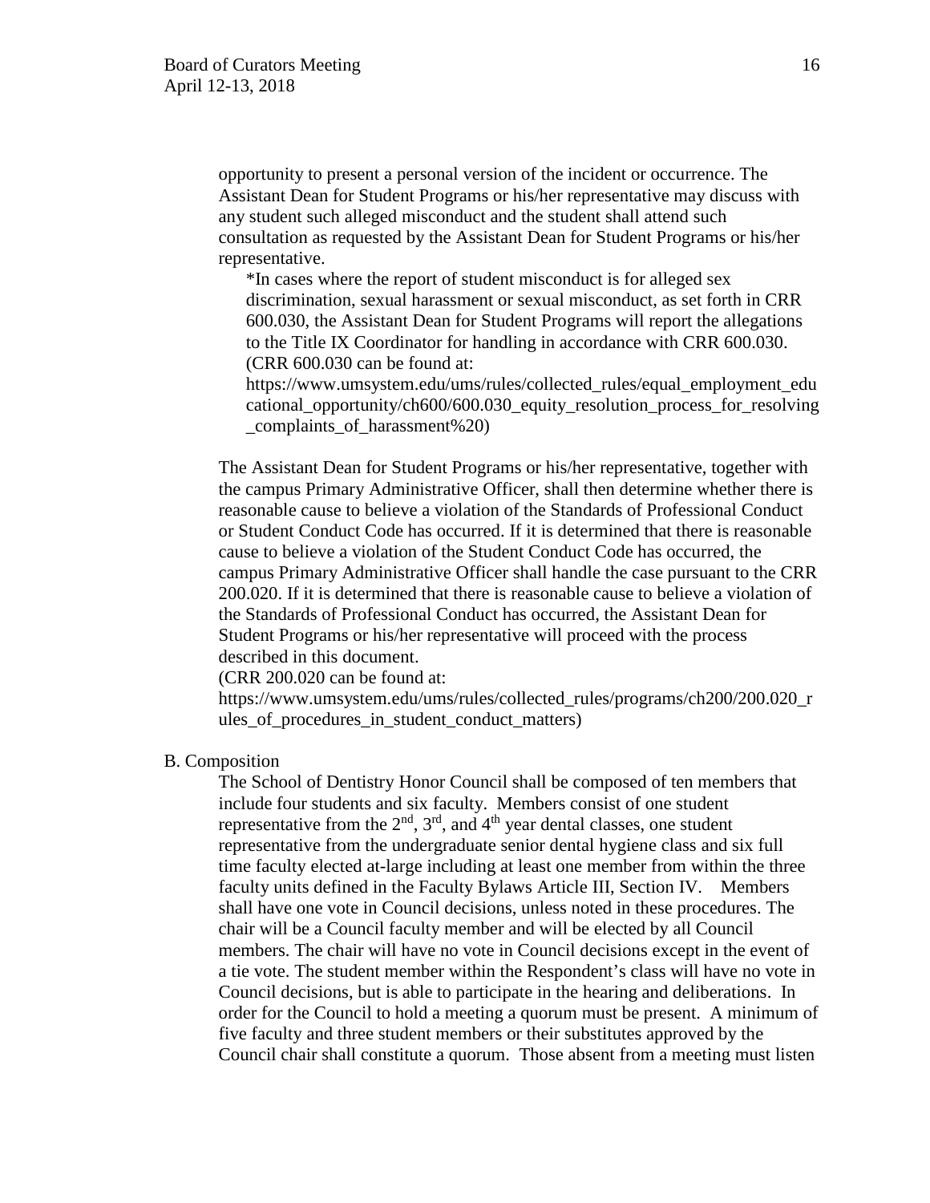opportunity to present a personal version of the incident or occurrence. The Assistant Dean for Student Programs or his/her representative may discuss with any student such alleged misconduct and the student shall attend such consultation as requested by the Assistant Dean for Student Programs or his/her representative.

*In cases where the report of student misconduct is for alleged sex discrimination, sexual harassment or sexual misconduct, as set forth in CRR 600.030, the Assistant Dean for Student Programs will report the allegations to the Title IX Coordinator for handling in accordance with CRR 600.030. (CRR 600.030 can be found at: https://www.umsystem.edu/ums/rules/collected_rules/equal_employment_educational_opportunity/ch600/600.030_equity_resolution_process_for_resolving_complaints_of_harassment%20)

The Assistant Dean for Student Programs or his/her representative, together with the campus Primary Administrative Officer, shall then determine whether there is reasonable cause to believe a violation of the Standards of Professional Conduct or Student Conduct Code has occurred. If it is determined that there is reasonable cause to believe a violation of the Student Conduct Code has occurred, the campus Primary Administrative Officer shall handle the case pursuant to the CRR 200.020. If it is determined that there is reasonable cause to believe a violation of the Standards of Professional Conduct has occurred, the Assistant Dean for Student Programs or his/her representative will proceed with the process described in this document.
(CRR 200.020 can be found at: https://www.umsystem.edu/ums/rules/collected_rules/programs/ch200/200.020_rules_of_procedures_in_student_conduct_matters)

B. Composition

The School of Dentistry Honor Council shall be composed of ten members that include four students and six faculty. Members consist of one student representative from the 2nd, 3rd, and 4th year dental classes, one student representative from the undergraduate senior dental hygiene class and six full time faculty elected at-large including at least one member from within the three faculty units defined in the Faculty Bylaws Article III, Section IV. Members shall have one vote in Council decisions, unless noted in these procedures. The chair will be a Council faculty member and will be elected by all Council members. The chair will have no vote in Council decisions except in the event of a tie vote. The student member within the Respondent's class will have no vote in Council decisions, but is able to participate in the hearing and deliberations. In order for the Council to hold a meeting a quorum must be present. A minimum of five faculty and three student members or their substitutes approved by the Council chair shall constitute a quorum. Those absent from a meeting must listen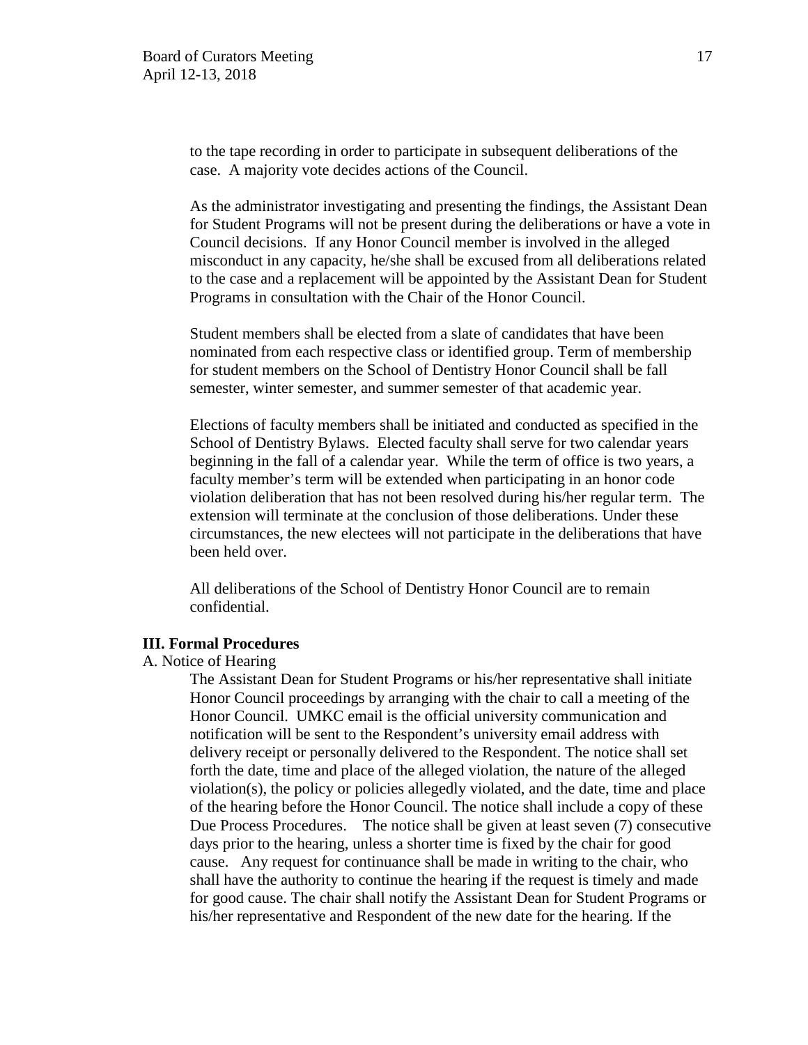to the tape recording in order to participate in subsequent deliberations of the case. A majority vote decides actions of the Council.

As the administrator investigating and presenting the findings, the Assistant Dean for Student Programs will not be present during the deliberations or have a vote in Council decisions. If any Honor Council member is involved in the alleged misconduct in any capacity, he/she shall be excused from all deliberations related to the case and a replacement will be appointed by the Assistant Dean for Student Programs in consultation with the Chair of the Honor Council.

Student members shall be elected from a slate of candidates that have been nominated from each respective class or identified group. Term of membership for student members on the School of Dentistry Honor Council shall be fall semester, winter semester, and summer semester of that academic year.

Elections of faculty members shall be initiated and conducted as specified in the School of Dentistry Bylaws. Elected faculty shall serve for two calendar years beginning in the fall of a calendar year. While the term of office is two years, a faculty member's term will be extended when participating in an honor code violation deliberation that has not been resolved during his/her regular term. The extension will terminate at the conclusion of those deliberations. Under these circumstances, the new electees will not participate in the deliberations that have been held over.

All deliberations of the School of Dentistry Honor Council are to remain confidential.

**III. Formal Procedures**

A. Notice of Hearing

The Assistant Dean for Student Programs or his/her representative shall initiate Honor Council proceedings by arranging with the chair to call a meeting of the Honor Council. UMKC email is the official university communication and notification will be sent to the Respondent's university email address with delivery receipt or personally delivered to the Respondent. The notice shall set forth the date, time and place of the alleged violation, the nature of the alleged violation(s), the policy or policies allegedly violated, and the date, time and place of the hearing before the Honor Council. The notice shall include a copy of these Due Process Procedures. The notice shall be given at least seven (7) consecutive days prior to the hearing, unless a shorter time is fixed by the chair for good cause. Any request for continuance shall be made in writing to the chair, who shall have the authority to continue the hearing if the request is timely and made for good cause. The chair shall notify the Assistant Dean for Student Programs or his/her representative and Respondent of the new date for the hearing. If the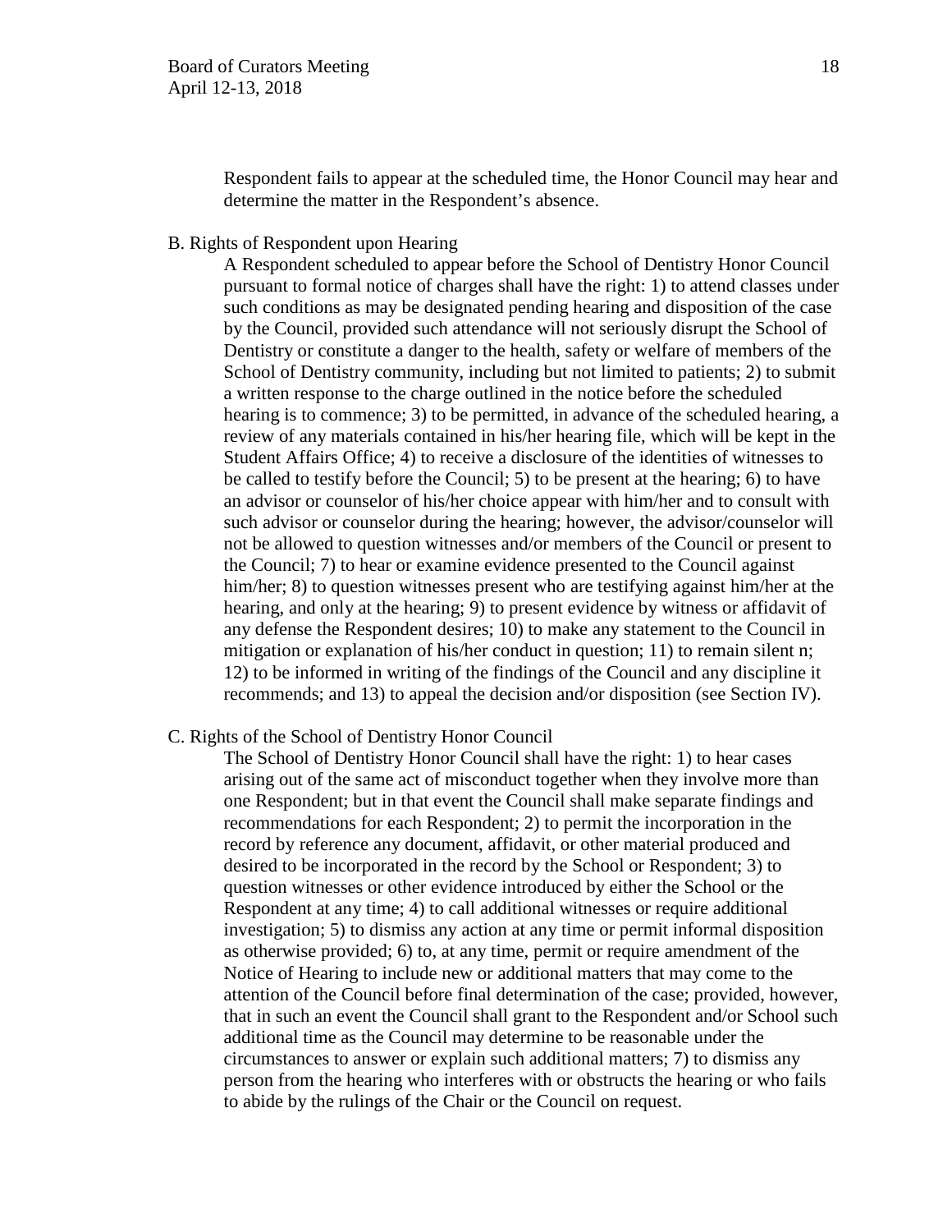Respondent fails to appear at the scheduled time, the Honor Council may hear and determine the matter in the Respondent's absence.

B. Rights of Respondent upon Hearing

A Respondent scheduled to appear before the School of Dentistry Honor Council pursuant to formal notice of charges shall have the right: 1) to attend classes under such conditions as may be designated pending hearing and disposition of the case by the Council, provided such attendance will not seriously disrupt the School of Dentistry or constitute a danger to the health, safety or welfare of members of the School of Dentistry community, including but not limited to patients; 2) to submit a written response to the charge outlined in the notice before the scheduled hearing is to commence; 3) to be permitted, in advance of the scheduled hearing, a review of any materials contained in his/her hearing file, which will be kept in the Student Affairs Office; 4) to receive a disclosure of the identities of witnesses to be called to testify before the Council; 5) to be present at the hearing; 6) to have an advisor or counselor of his/her choice appear with him/her and to consult with such advisor or counselor during the hearing; however, the advisor/counselor will not be allowed to question witnesses and/or members of the Council or present to the Council; 7) to hear or examine evidence presented to the Council against him/her; 8) to question witnesses present who are testifying against him/her at the hearing, and only at the hearing; 9) to present evidence by witness or affidavit of any defense the Respondent desires; 10) to make any statement to the Council in mitigation or explanation of his/her conduct in question; 11) to remain silent n; 12) to be informed in writing of the findings of the Council and any discipline it recommends; and 13) to appeal the decision and/or disposition (see Section IV).

C. Rights of the School of Dentistry Honor Council

The School of Dentistry Honor Council shall have the right: 1) to hear cases arising out of the same act of misconduct together when they involve more than one Respondent; but in that event the Council shall make separate findings and recommendations for each Respondent; 2) to permit the incorporation in the record by reference any document, affidavit, or other material produced and desired to be incorporated in the record by the School or Respondent; 3) to question witnesses or other evidence introduced by either the School or the Respondent at any time; 4) to call additional witnesses or require additional investigation; 5) to dismiss any action at any time or permit informal disposition as otherwise provided; 6) to, at any time, permit or require amendment of the Notice of Hearing to include new or additional matters that may come to the attention of the Council before final determination of the case; provided, however, that in such an event the Council shall grant to the Respondent and/or School such additional time as the Council may determine to be reasonable under the circumstances to answer or explain such additional matters; 7) to dismiss any person from the hearing who interferes with or obstructs the hearing or who fails to abide by the rulings of the Chair or the Council on request.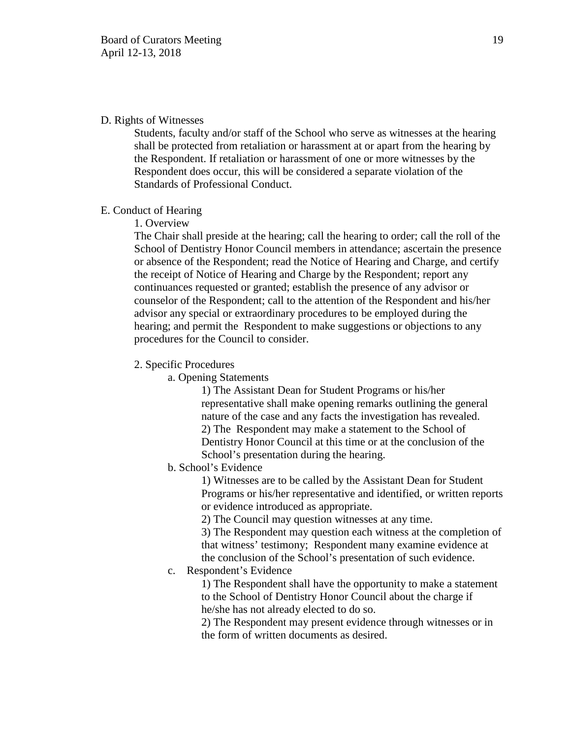D. Rights of Witnesses

Students, faculty and/or staff of the School who serve as witnesses at the hearing shall be protected from retaliation or harassment at or apart from the hearing by the Respondent. If retaliation or harassment of one or more witnesses by the Respondent does occur, this will be considered a separate violation of the Standards of Professional Conduct.

E. Conduct of Hearing

1. Overview

The Chair shall preside at the hearing; call the hearing to order; call the roll of the School of Dentistry Honor Council members in attendance; ascertain the presence or absence of the Respondent; read the Notice of Hearing and Charge, and certify the receipt of Notice of Hearing and Charge by the Respondent; report any continuances requested or granted; establish the presence of any advisor or counselor of the Respondent; call to the attention of the Respondent and his/her advisor any special or extraordinary procedures to be employed during the hearing; and permit the Respondent to make suggestions or objections to any procedures for the Council to consider.

2. Specific Procedures

a. Opening Statements

1) The Assistant Dean for Student Programs or his/her representative shall make opening remarks outlining the general nature of the case and any facts the investigation has revealed.

2) The Respondent may make a statement to the School of Dentistry Honor Council at this time or at the conclusion of the School's presentation during the hearing.

b. School's Evidence

1) Witnesses are to be called by the Assistant Dean for Student Programs or his/her representative and identified, or written reports or evidence introduced as appropriate.

2) The Council may question witnesses at any time.

3) The Respondent may question each witness at the completion of that witness' testimony; Respondent many examine evidence at the conclusion of the School's presentation of such evidence.

c. Respondent's Evidence

1) The Respondent shall have the opportunity to make a statement to the School of Dentistry Honor Council about the charge if he/she has not already elected to do so.

2) The Respondent may present evidence through witnesses or in the form of written documents as desired.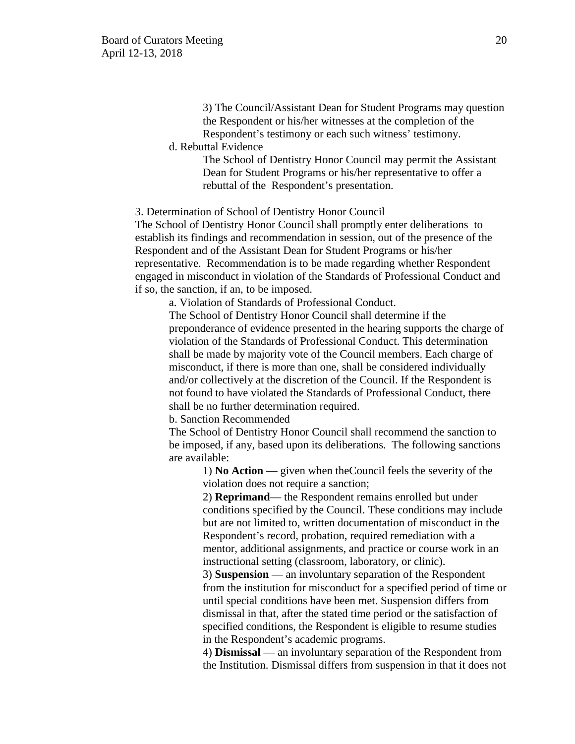3) The Council/Assistant Dean for Student Programs may question the Respondent or his/her witnesses at the completion of the Respondent's testimony or each such witness' testimony.

d. Rebuttal Evidence

The School of Dentistry Honor Council may permit the Assistant Dean for Student Programs or his/her representative to offer a rebuttal of the Respondent's presentation.

3. Determination of School of Dentistry Honor Council

The School of Dentistry Honor Council shall promptly enter deliberations to establish its findings and recommendation in session, out of the presence of the Respondent and of the Assistant Dean for Student Programs or his/her representative. Recommendation is to be made regarding whether Respondent engaged in misconduct in violation of the Standards of Professional Conduct and if so, the sanction, if an, to be imposed.

a. Violation of Standards of Professional Conduct.

The School of Dentistry Honor Council shall determine if the preponderance of evidence presented in the hearing supports the charge of violation of the Standards of Professional Conduct. This determination shall be made by majority vote of the Council members. Each charge of misconduct, if there is more than one, shall be considered individually and/or collectively at the discretion of the Council. If the Respondent is not found to have violated the Standards of Professional Conduct, there shall be no further determination required.

b. Sanction Recommended

The School of Dentistry Honor Council shall recommend the sanction to be imposed, if any, based upon its deliberations. The following sanctions are available:

1) **No Action** — given when theCouncil feels the severity of the violation does not require a sanction;

2) **Reprimand**— the Respondent remains enrolled but under conditions specified by the Council. These conditions may include but are not limited to, written documentation of misconduct in the Respondent's record, probation, required remediation with a mentor, additional assignments, and practice or course work in an instructional setting (classroom, laboratory, or clinic).

3) **Suspension** — an involuntary separation of the Respondent from the institution for misconduct for a specified period of time or until special conditions have been met. Suspension differs from dismissal in that, after the stated time period or the satisfaction of specified conditions, the Respondent is eligible to resume studies in the Respondent's academic programs.

4) **Dismissal** — an involuntary separation of the Respondent from the Institution. Dismissal differs from suspension in that it does not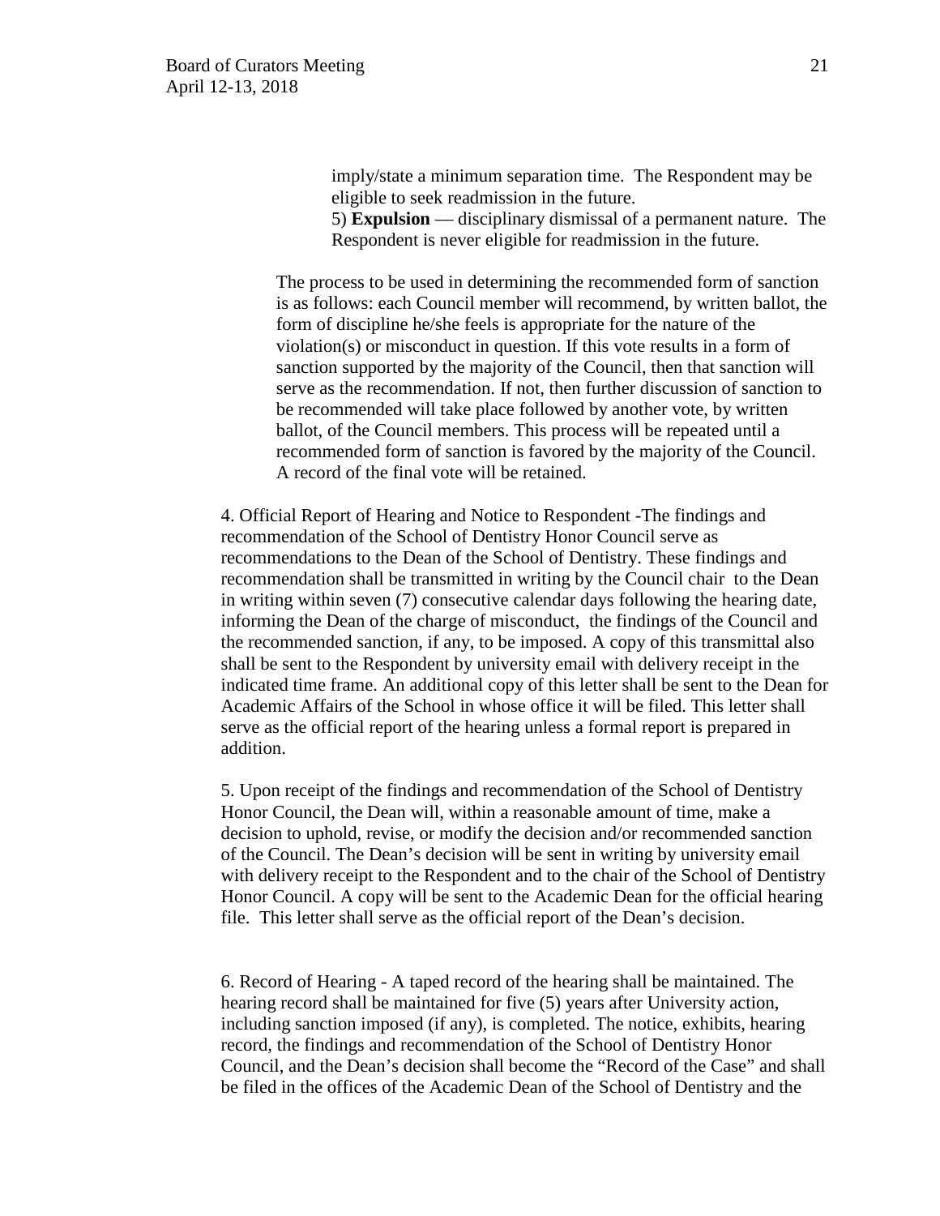imply/state a minimum separation time. The Respondent may be eligible to seek readmission in the future.

5) **Expulsion** — disciplinary dismissal of a permanent nature. The Respondent is never eligible for readmission in the future.

The process to be used in determining the recommended form of sanction is as follows: each Council member will recommend, by written ballot, the form of discipline he/she feels is appropriate for the nature of the violation(s) or misconduct in question. If this vote results in a form of sanction supported by the majority of the Council, then that sanction will serve as the recommendation. If not, then further discussion of sanction to be recommended will take place followed by another vote, by written ballot, of the Council members. This process will be repeated until a recommended form of sanction is favored by the majority of the Council. A record of the final vote will be retained.

4. Official Report of Hearing and Notice to Respondent -The findings and recommendation of the School of Dentistry Honor Council serve as recommendations to the Dean of the School of Dentistry. These findings and recommendation shall be transmitted in writing by the Council chair to the Dean in writing within seven (7) consecutive calendar days following the hearing date, informing the Dean of the charge of misconduct, the findings of the Council and the recommended sanction, if any, to be imposed. A copy of this transmittal also shall be sent to the Respondent by university email with delivery receipt in the indicated time frame. An additional copy of this letter shall be sent to the Dean for Academic Affairs of the School in whose office it will be filed. This letter shall serve as the official report of the hearing unless a formal report is prepared in addition.

5. Upon receipt of the findings and recommendation of the School of Dentistry Honor Council, the Dean will, within a reasonable amount of time, make a decision to uphold, revise, or modify the decision and/or recommended sanction of the Council. The Dean's decision will be sent in writing by university email with delivery receipt to the Respondent and to the chair of the School of Dentistry Honor Council. A copy will be sent to the Academic Dean for the official hearing file. This letter shall serve as the official report of the Dean's decision.

6. Record of Hearing - A taped record of the hearing shall be maintained. The hearing record shall be maintained for five (5) years after University action, including sanction imposed (if any), is completed. The notice, exhibits, hearing record, the findings and recommendation of the School of Dentistry Honor Council, and the Dean's decision shall become the "Record of the Case" and shall be filed in the offices of the Academic Dean of the School of Dentistry and the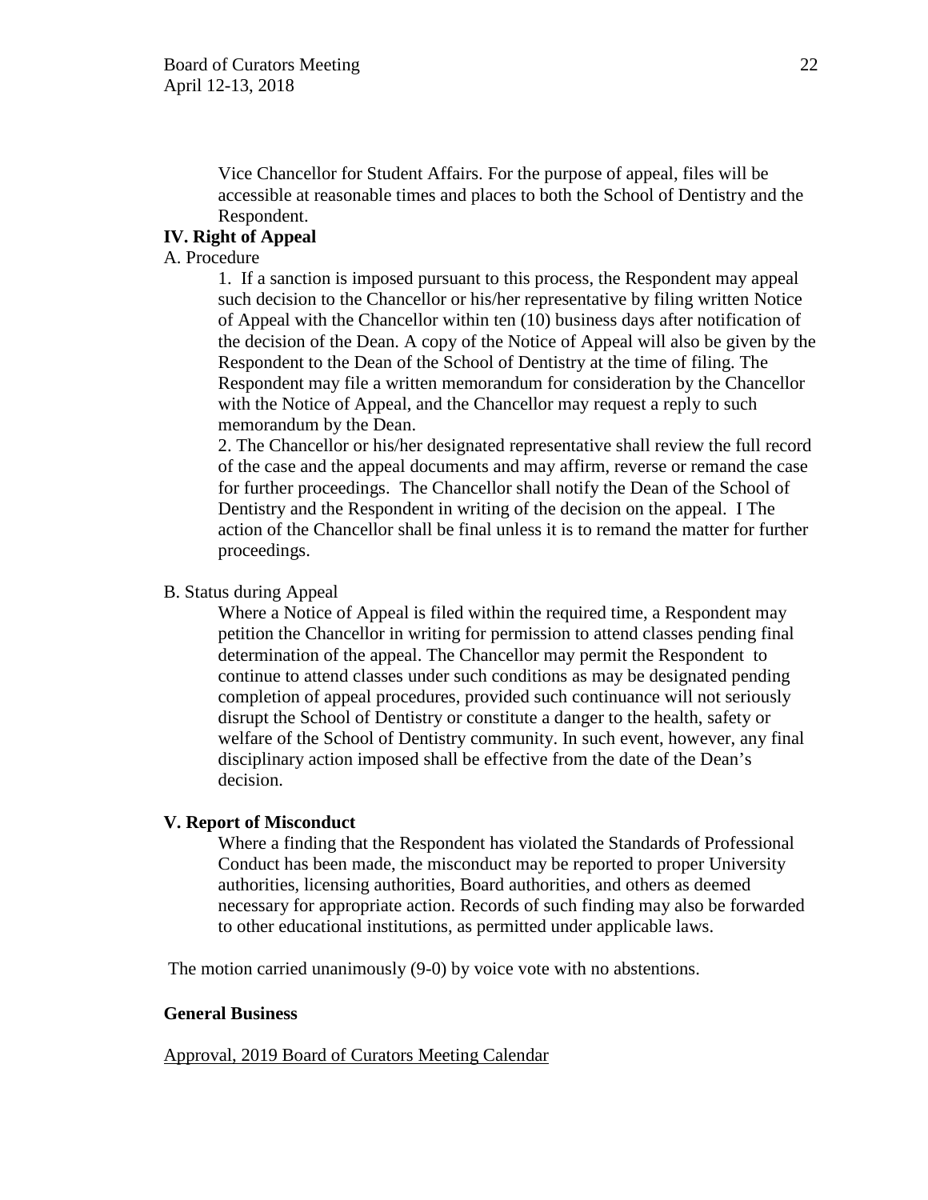Vice Chancellor for Student Affairs. For the purpose of appeal, files will be accessible at reasonable times and places to both the School of Dentistry and the Respondent.

**IV. Right of Appeal**

A. Procedure

1. If a sanction is imposed pursuant to this process, the Respondent may appeal such decision to the Chancellor or his/her representative by filing written Notice of Appeal with the Chancellor within ten (10) business days after notification of the decision of the Dean. A copy of the Notice of Appeal will also be given by the Respondent to the Dean of the School of Dentistry at the time of filing. The Respondent may file a written memorandum for consideration by the Chancellor with the Notice of Appeal, and the Chancellor may request a reply to such memorandum by the Dean.
2. The Chancellor or his/her designated representative shall review the full record of the case and the appeal documents and may affirm, reverse or remand the case for further proceedings. The Chancellor shall notify the Dean of the School of Dentistry and the Respondent in writing of the decision on the appeal. I The action of the Chancellor shall be final unless it is to remand the matter for further proceedings.

B. Status during Appeal

Where a Notice of Appeal is filed within the required time, a Respondent may petition the Chancellor in writing for permission to attend classes pending final determination of the appeal. The Chancellor may permit the Respondent to continue to attend classes under such conditions as may be designated pending completion of appeal procedures, provided such continuance will not seriously disrupt the School of Dentistry or constitute a danger to the health, safety or welfare of the School of Dentistry community. In such event, however, any final disciplinary action imposed shall be effective from the date of the Dean's decision.

**V. Report of Misconduct**

Where a finding that the Respondent has violated the Standards of Professional Conduct has been made, the misconduct may be reported to proper University authorities, licensing authorities, Board authorities, and others as deemed necessary for appropriate action. Records of such finding may also be forwarded to other educational institutions, as permitted under applicable laws.

The motion carried unanimously (9-0) by voice vote with no abstentions.

**General Business**

<u>Approval, 2019 Board of Curators Meeting Calendar</u>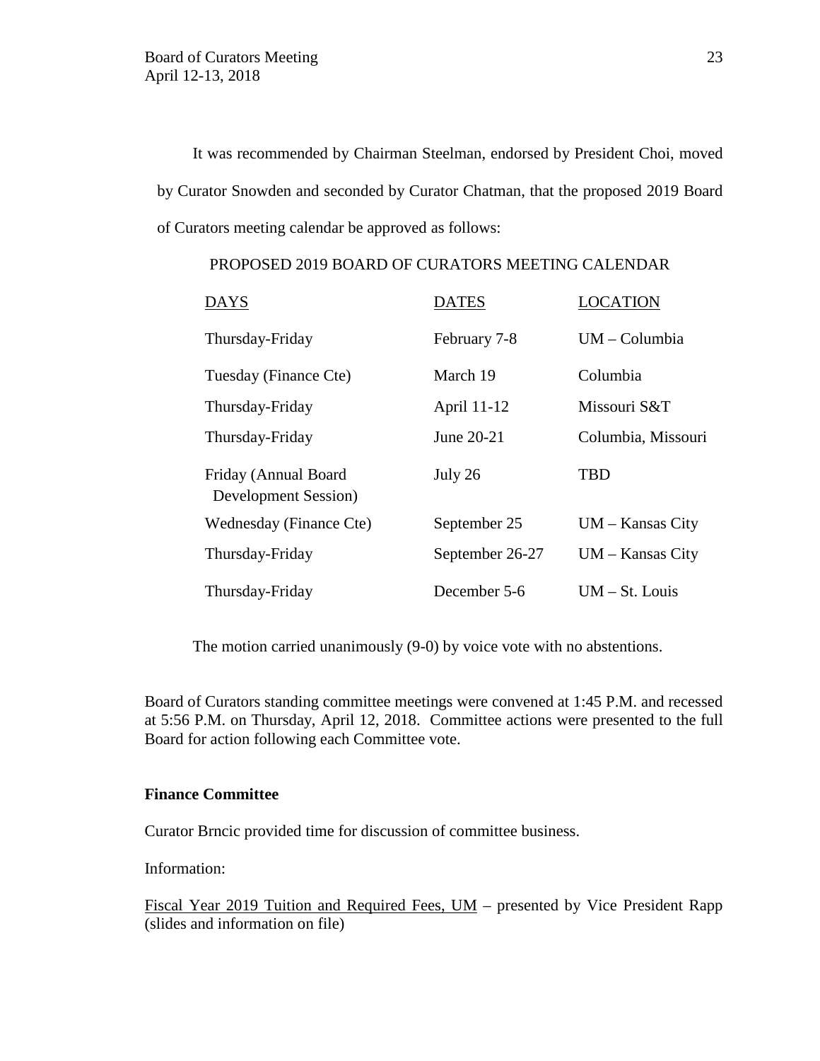It was recommended by Chairman Steelman, endorsed by President Choi, moved by Curator Snowden and seconded by Curator Chatman, that the proposed 2019 Board of Curators meeting calendar be approved as follows:

PROPOSED 2019 BOARD OF CURATORS MEETING CALENDAR

| DAYS | DATES | LOCATION |
| --- | --- | --- |
| Thursday-Friday | February 7-8 | UM – Columbia |
| Tuesday (Finance Cte) | March 19 | Columbia |
| Thursday-Friday | April 11-12 | Missouri S&T |
| Thursday-Friday | June 20-21 | Columbia, Missouri |
| Friday (Annual Board Development Session) | July 26 | TBD |
| Wednesday (Finance Cte) | September 25 | UM – Kansas City |
| Thursday-Friday | September 26-27 | UM – Kansas City |
| Thursday-Friday | December 5-6 | UM – St. Louis |

The motion carried unanimously (9-0) by voice vote with no abstentions.

Board of Curators standing committee meetings were convened at 1:45 P.M. and recessed at 5:56 P.M. on Thursday, April 12, 2018. Committee actions were presented to the full Board for action following each Committee vote.

**Finance Committee**

Curator Brncic provided time for discussion of committee business.

Information:

Fiscal Year 2019 Tuition and Required Fees, UM – presented by Vice President Rapp (slides and information on file)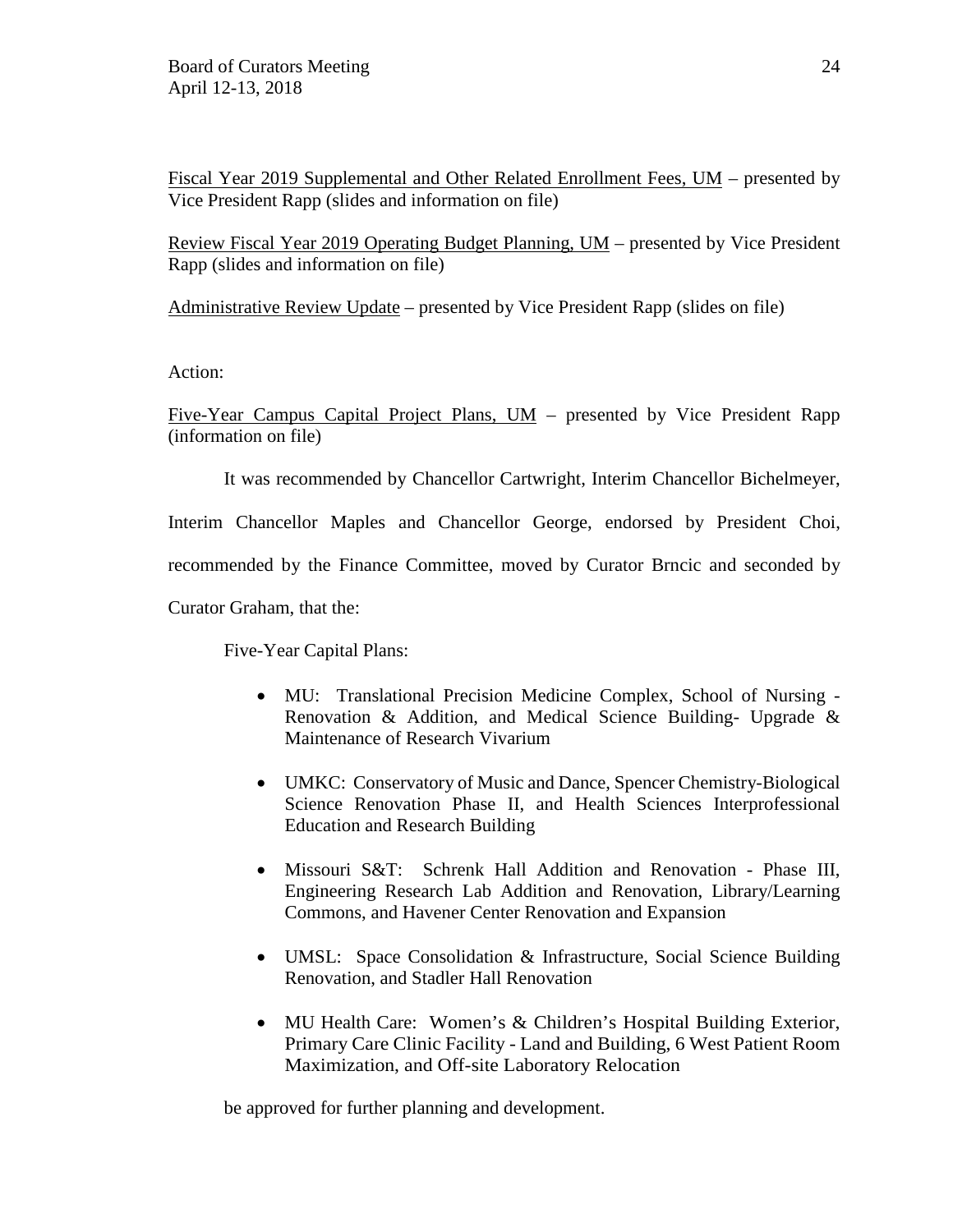<u>Fiscal Year 2019 Supplemental and Other Related Enrollment Fees, UM</u> – presented by Vice President Rapp (slides and information on file)

<u>Review Fiscal Year 2019 Operating Budget Planning, UM</u> – presented by Vice President Rapp (slides and information on file)

<u>Administrative Review Update</u> – presented by Vice President Rapp (slides on file)

Action:

<u>Five-Year Campus Capital Project Plans, UM</u> – presented by Vice President Rapp (information on file)

It was recommended by Chancellor Cartwright, Interim Chancellor Bichelmeyer, Interim Chancellor Maples and Chancellor George, endorsed by President Choi, recommended by the Finance Committee, moved by Curator Brncic and seconded by Curator Graham, that the:

Five-Year Capital Plans:

- MU: Translational Precision Medicine Complex, School of Nursing - Renovation & Addition, and Medical Science Building- Upgrade & Maintenance of Research Vivarium
- UMKC: Conservatory of Music and Dance, Spencer Chemistry-Biological Science Renovation Phase II, and Health Sciences Interprofessional Education and Research Building
- Missouri S&T: Schrenk Hall Addition and Renovation - Phase III, Engineering Research Lab Addition and Renovation, Library/Learning Commons, and Havener Center Renovation and Expansion
- UMSL: Space Consolidation & Infrastructure, Social Science Building Renovation, and Stadler Hall Renovation
- MU Health Care: Women's & Children's Hospital Building Exterior, Primary Care Clinic Facility - Land and Building, 6 West Patient Room Maximization, and Off-site Laboratory Relocation

be approved for further planning and development.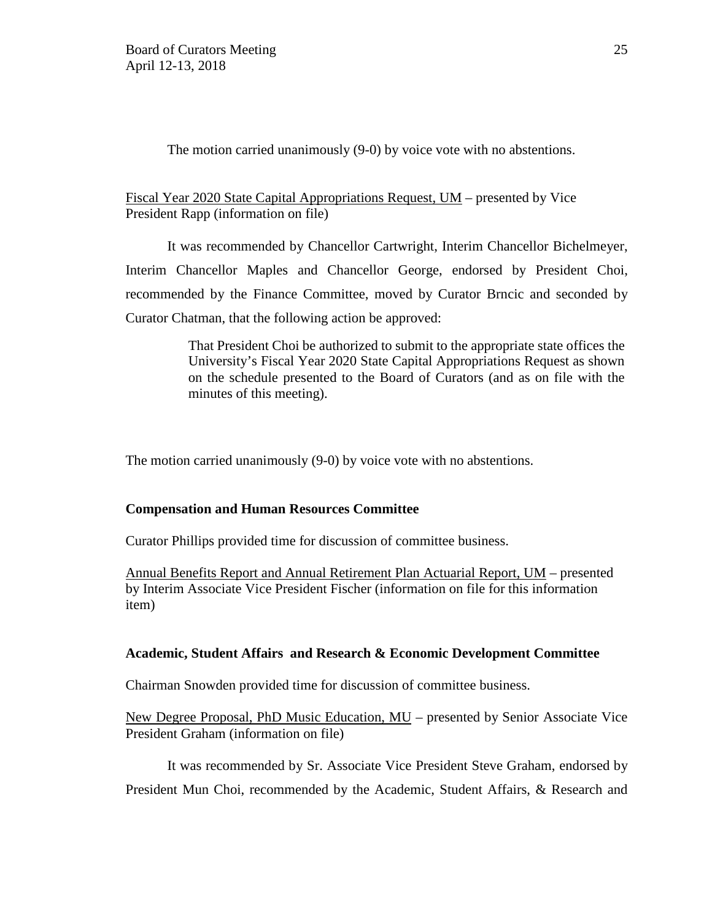The motion carried unanimously (9-0) by voice vote with no abstentions.

Fiscal Year 2020 State Capital Appropriations Request, UM – presented by Vice President Rapp (information on file)

It was recommended by Chancellor Cartwright, Interim Chancellor Bichelmeyer, Interim Chancellor Maples and Chancellor George, endorsed by President Choi, recommended by the Finance Committee, moved by Curator Brncic and seconded by Curator Chatman, that the following action be approved:

> That President Choi be authorized to submit to the appropriate state offices the University's Fiscal Year 2020 State Capital Appropriations Request as shown on the schedule presented to the Board of Curators (and as on file with the minutes of this meeting).

The motion carried unanimously (9-0) by voice vote with no abstentions.

**Compensation and Human Resources Committee**

Curator Phillips provided time for discussion of committee business.

Annual Benefits Report and Annual Retirement Plan Actuarial Report, UM – presented by Interim Associate Vice President Fischer (information on file for this information item)

**Academic, Student Affairs and Research & Economic Development Committee**

Chairman Snowden provided time for discussion of committee business.

New Degree Proposal, PhD Music Education, MU – presented by Senior Associate Vice President Graham (information on file)

It was recommended by Sr. Associate Vice President Steve Graham, endorsed by President Mun Choi, recommended by the Academic, Student Affairs, & Research and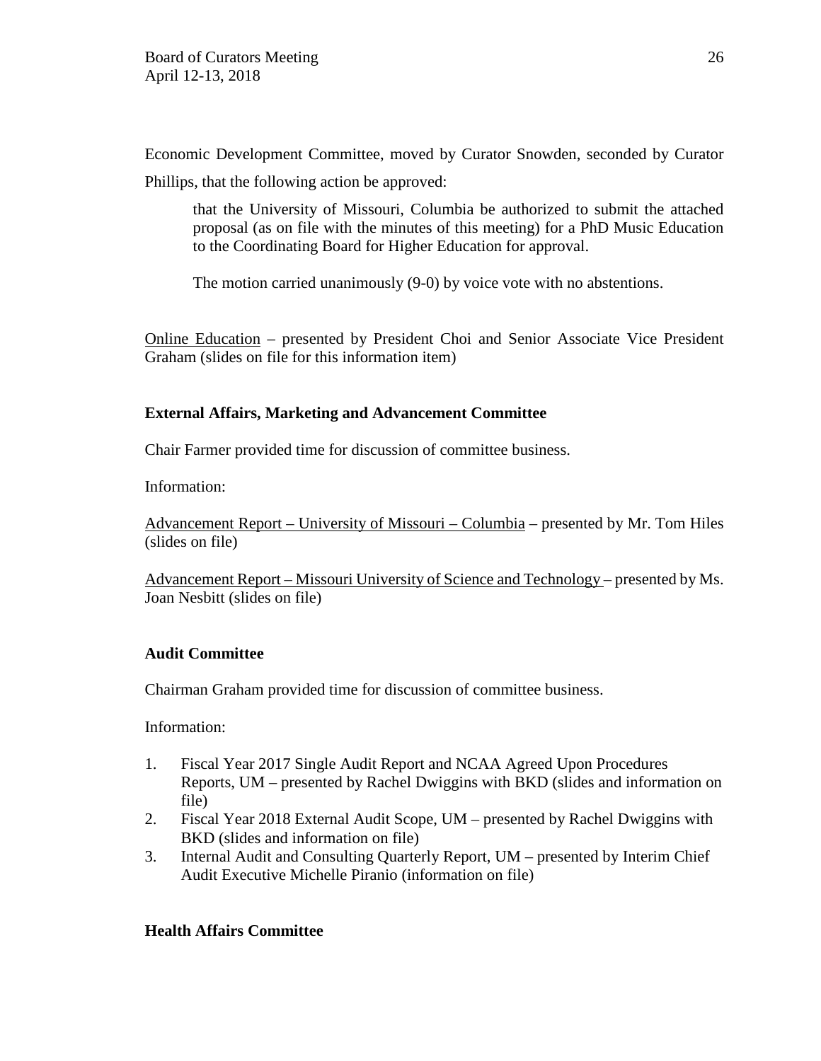Economic Development Committee, moved by Curator Snowden, seconded by Curator Phillips, that the following action be approved:

> that the University of Missouri, Columbia be authorized to submit the attached proposal (as on file with the minutes of this meeting) for a PhD Music Education to the Coordinating Board for Higher Education for approval.
>
> The motion carried unanimously (9-0) by voice vote with no abstentions.

Online Education – presented by President Choi and Senior Associate Vice President Graham (slides on file for this information item)

**External Affairs, Marketing and Advancement Committee**

Chair Farmer provided time for discussion of committee business.

Information:

Advancement Report – University of Missouri – Columbia – presented by Mr. Tom Hiles (slides on file)

Advancement Report – Missouri University of Science and Technology – presented by Ms. Joan Nesbitt (slides on file)

**Audit Committee**

Chairman Graham provided time for discussion of committee business.

Information:

1. Fiscal Year 2017 Single Audit Report and NCAA Agreed Upon Procedures Reports, UM – presented by Rachel Dwiggins with BKD (slides and information on file)
2. Fiscal Year 2018 External Audit Scope, UM – presented by Rachel Dwiggins with BKD (slides and information on file)
3. Internal Audit and Consulting Quarterly Report, UM – presented by Interim Chief Audit Executive Michelle Piranio (information on file)

**Health Affairs Committee**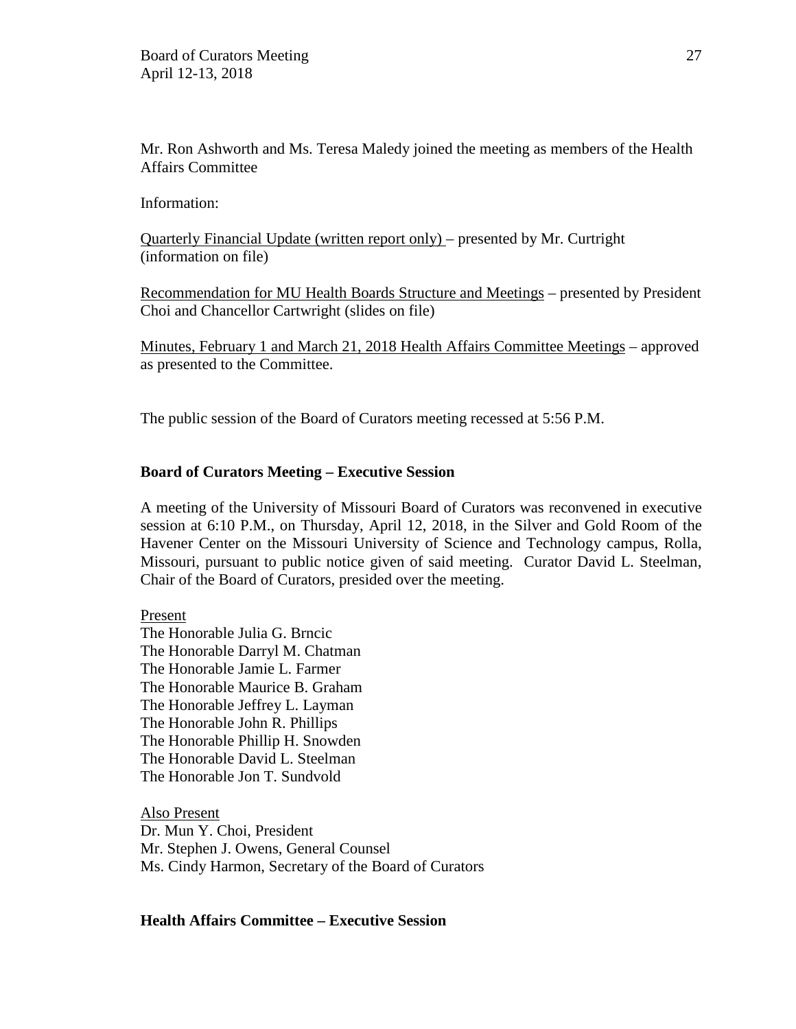Mr. Ron Ashworth and Ms. Teresa Maledy joined the meeting as members of the Health Affairs Committee

Information:

Quarterly Financial Update (written report only) – presented by Mr. Curtright (information on file)

Recommendation for MU Health Boards Structure and Meetings – presented by President Choi and Chancellor Cartwright (slides on file)

Minutes, February 1 and March 21, 2018 Health Affairs Committee Meetings – approved as presented to the Committee.

The public session of the Board of Curators meeting recessed at 5:56 P.M.

**Board of Curators Meeting – Executive Session**

A meeting of the University of Missouri Board of Curators was reconvened in executive session at 6:10 P.M., on Thursday, April 12, 2018, in the Silver and Gold Room of the Havener Center on the Missouri University of Science and Technology campus, Rolla, Missouri, pursuant to public notice given of said meeting. Curator David L. Steelman, Chair of the Board of Curators, presided over the meeting.

Present
The Honorable Julia G. Brncic
The Honorable Darryl M. Chatman
The Honorable Jamie L. Farmer
The Honorable Maurice B. Graham
The Honorable Jeffrey L. Layman
The Honorable John R. Phillips
The Honorable Phillip H. Snowden
The Honorable David L. Steelman
The Honorable Jon T. Sundvold

Also Present
Dr. Mun Y. Choi, President
Mr. Stephen J. Owens, General Counsel
Ms. Cindy Harmon, Secretary of the Board of Curators

**Health Affairs Committee – Executive Session**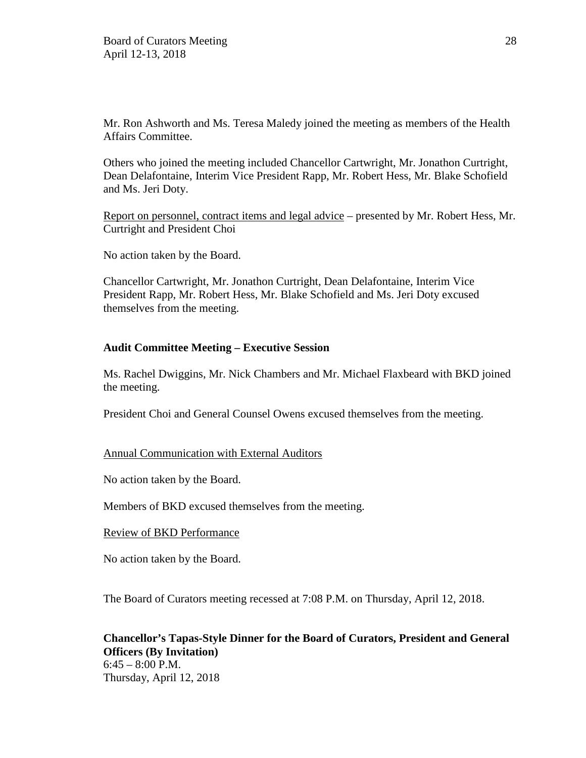Mr. Ron Ashworth and Ms. Teresa Maledy joined the meeting as members of the Health Affairs Committee.

Others who joined the meeting included Chancellor Cartwright, Mr. Jonathon Curtright, Dean Delafontaine, Interim Vice President Rapp, Mr. Robert Hess, Mr. Blake Schofield and Ms. Jeri Doty.

<u>Report on personnel, contract items and legal advice</u> – presented by Mr. Robert Hess, Mr. Curtright and President Choi

No action taken by the Board.

Chancellor Cartwright, Mr. Jonathon Curtright, Dean Delafontaine, Interim Vice President Rapp, Mr. Robert Hess, Mr. Blake Schofield and Ms. Jeri Doty excused themselves from the meeting.

**Audit Committee Meeting – Executive Session**

Ms. Rachel Dwiggins, Mr. Nick Chambers and Mr. Michael Flaxbeard with BKD joined the meeting.

President Choi and General Counsel Owens excused themselves from the meeting.

<u>Annual Communication with External Auditors</u>

No action taken by the Board.

Members of BKD excused themselves from the meeting.

<u>Review of BKD Performance</u>

No action taken by the Board.

The Board of Curators meeting recessed at 7:08 P.M. on Thursday, April 12, 2018.

**Chancellor's Tapas-Style Dinner for the Board of Curators, President and General Officers (By Invitation)**
6:45 – 8:00 P.M.
Thursday, April 12, 2018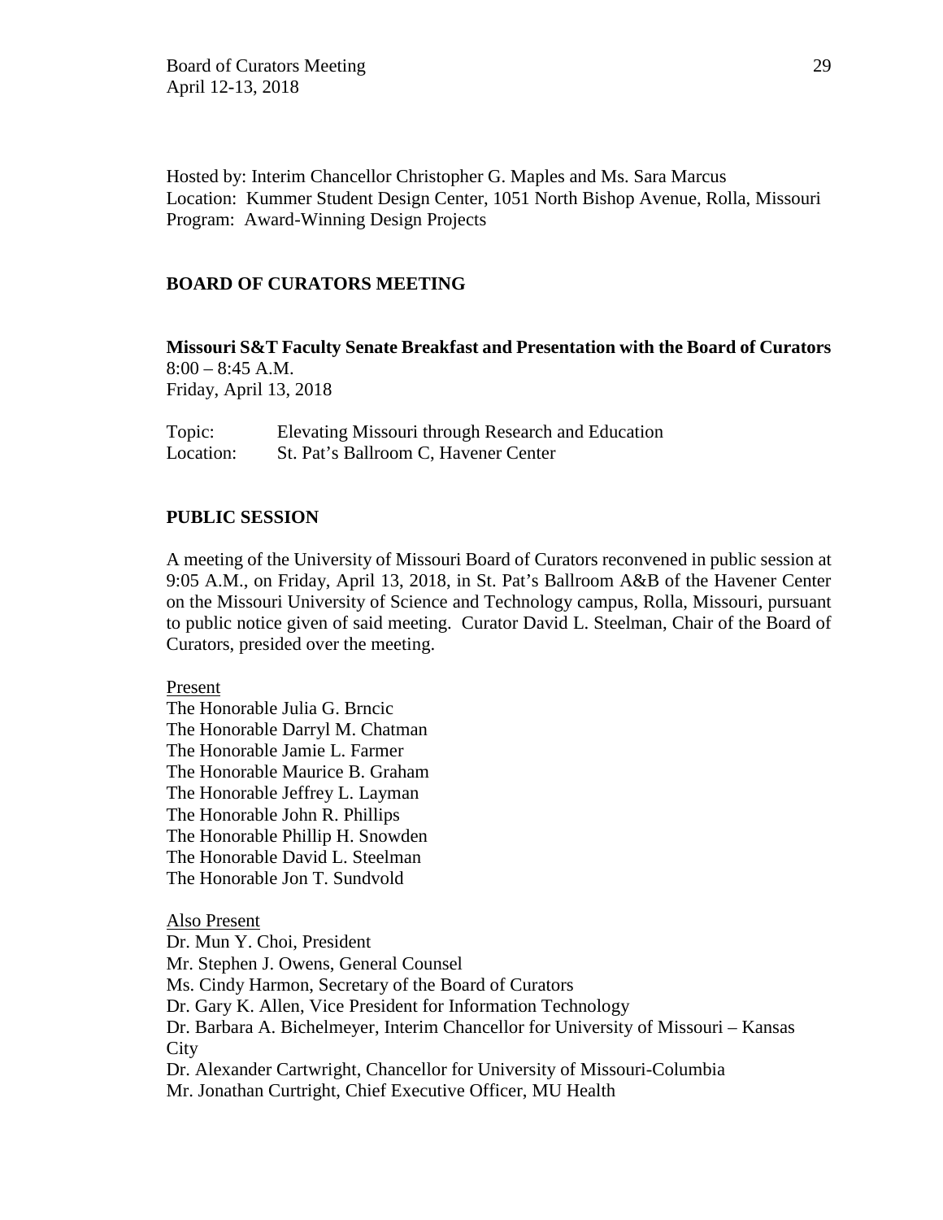Hosted by: Interim Chancellor Christopher G. Maples and Ms. Sara Marcus
Location: Kummer Student Design Center, 1051 North Bishop Avenue, Rolla, Missouri
Program: Award-Winning Design Projects

## BOARD OF CURATORS MEETING

**Missouri S&T Faculty Senate Breakfast and Presentation with the Board of Curators**
8:00 – 8:45 A.M.
Friday, April 13, 2018

| | |
|---|---|
| Topic: | Elevating Missouri through Research and Education |
| Location: | St. Pat's Ballroom C, Havener Center |

## PUBLIC SESSION

A meeting of the University of Missouri Board of Curators reconvened in public session at 9:05 A.M., on Friday, April 13, 2018, in St. Pat's Ballroom A&B of the Havener Center on the Missouri University of Science and Technology campus, Rolla, Missouri, pursuant to public notice given of said meeting. Curator David L. Steelman, Chair of the Board of Curators, presided over the meeting.

Present
The Honorable Julia G. Brncic
The Honorable Darryl M. Chatman
The Honorable Jamie L. Farmer
The Honorable Maurice B. Graham
The Honorable Jeffrey L. Layman
The Honorable John R. Phillips
The Honorable Phillip H. Snowden
The Honorable David L. Steelman
The Honorable Jon T. Sundvold

Also Present
Dr. Mun Y. Choi, President
Mr. Stephen J. Owens, General Counsel
Ms. Cindy Harmon, Secretary of the Board of Curators
Dr. Gary K. Allen, Vice President for Information Technology
Dr. Barbara A. Bichelmeyer, Interim Chancellor for University of Missouri – Kansas City
Dr. Alexander Cartwright, Chancellor for University of Missouri-Columbia
Mr. Jonathan Curtright, Chief Executive Officer, MU Health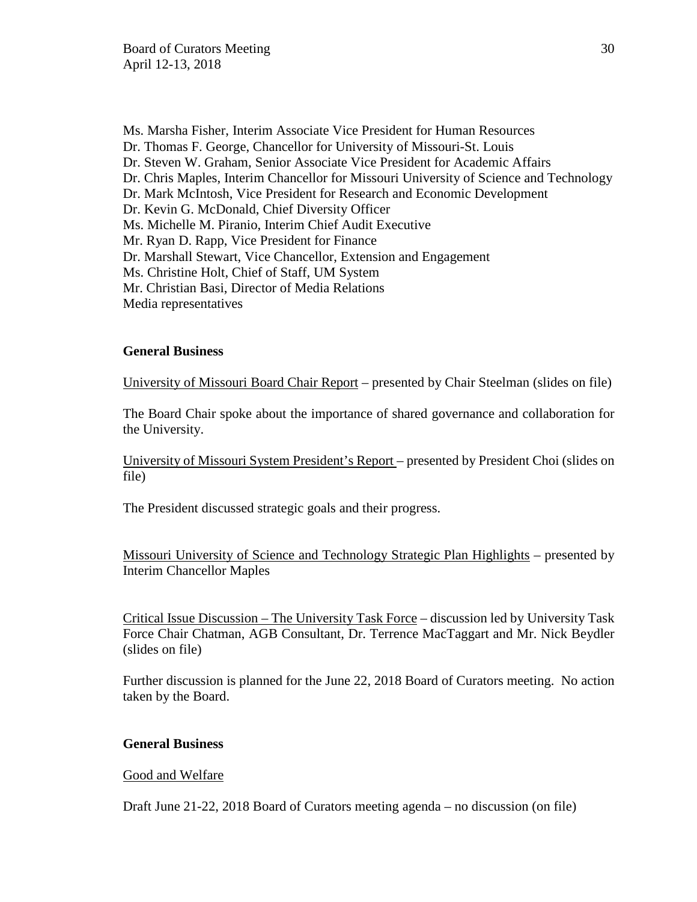Ms. Marsha Fisher, Interim Associate Vice President for Human Resources
Dr. Thomas F. George, Chancellor for University of Missouri-St. Louis
Dr. Steven W. Graham, Senior Associate Vice President for Academic Affairs
Dr. Chris Maples, Interim Chancellor for Missouri University of Science and Technology
Dr. Mark McIntosh, Vice President for Research and Economic Development
Dr. Kevin G. McDonald, Chief Diversity Officer
Ms. Michelle M. Piranio, Interim Chief Audit Executive
Mr. Ryan D. Rapp, Vice President for Finance
Dr. Marshall Stewart, Vice Chancellor, Extension and Engagement
Ms. Christine Holt, Chief of Staff, UM System
Mr. Christian Basi, Director of Media Relations
Media representatives

**General Business**

University of Missouri Board Chair Report – presented by Chair Steelman (slides on file)

The Board Chair spoke about the importance of shared governance and collaboration for the University.

University of Missouri System President's Report – presented by President Choi (slides on file)

The President discussed strategic goals and their progress.

Missouri University of Science and Technology Strategic Plan Highlights – presented by Interim Chancellor Maples

Critical Issue Discussion – The University Task Force – discussion led by University Task Force Chair Chatman, AGB Consultant, Dr. Terrence MacTaggart and Mr. Nick Beydler (slides on file)

Further discussion is planned for the June 22, 2018 Board of Curators meeting. No action taken by the Board.

**General Business**

Good and Welfare

Draft June 21-22, 2018 Board of Curators meeting agenda – no discussion (on file)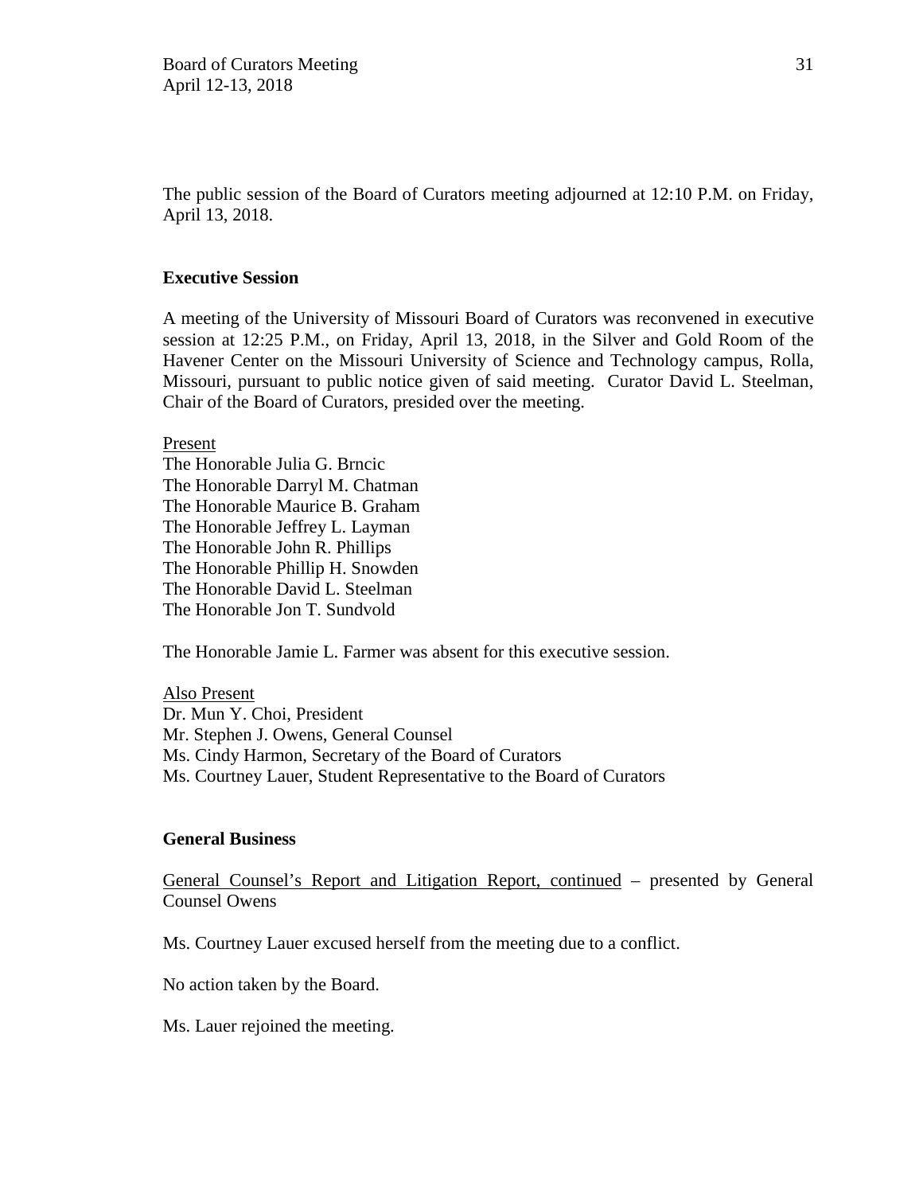The public session of the Board of Curators meeting adjourned at 12:10 P.M. on Friday, April 13, 2018.

**Executive Session**

A meeting of the University of Missouri Board of Curators was reconvened in executive session at 12:25 P.M., on Friday, April 13, 2018, in the Silver and Gold Room of the Havener Center on the Missouri University of Science and Technology campus, Rolla, Missouri, pursuant to public notice given of said meeting. Curator David L. Steelman, Chair of the Board of Curators, presided over the meeting.

Present
The Honorable Julia G. Brncic
The Honorable Darryl M. Chatman
The Honorable Maurice B. Graham
The Honorable Jeffrey L. Layman
The Honorable John R. Phillips
The Honorable Phillip H. Snowden
The Honorable David L. Steelman
The Honorable Jon T. Sundvold

The Honorable Jamie L. Farmer was absent for this executive session.

Also Present
Dr. Mun Y. Choi, President
Mr. Stephen J. Owens, General Counsel
Ms. Cindy Harmon, Secretary of the Board of Curators
Ms. Courtney Lauer, Student Representative to the Board of Curators

**General Business**

General Counsel's Report and Litigation Report, continued – presented by General Counsel Owens

Ms. Courtney Lauer excused herself from the meeting due to a conflict.

No action taken by the Board.

Ms. Lauer rejoined the meeting.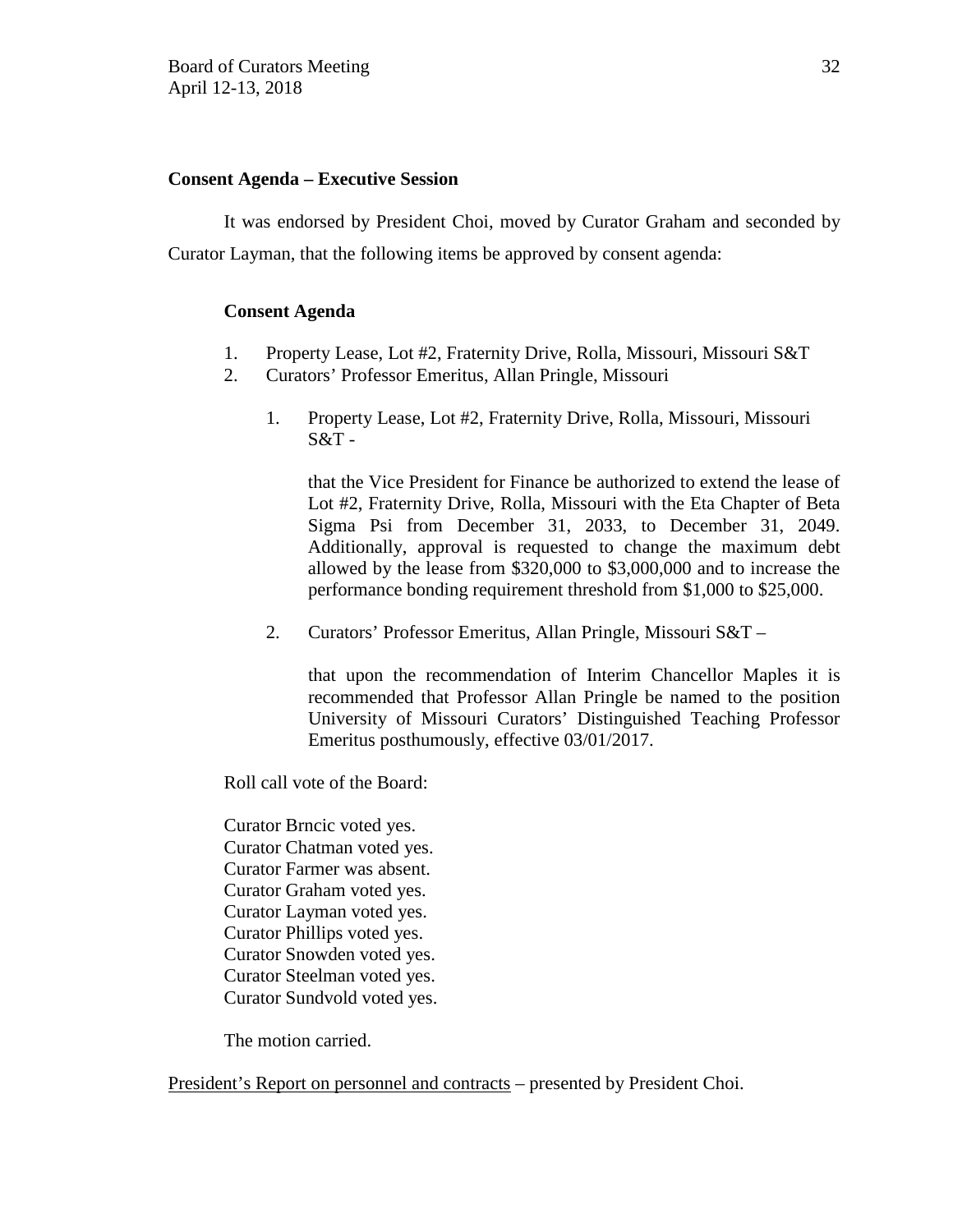**Consent Agenda – Executive Session**

It was endorsed by President Choi, moved by Curator Graham and seconded by Curator Layman, that the following items be approved by consent agenda:

**Consent Agenda**

1. Property Lease, Lot #2, Fraternity Drive, Rolla, Missouri, Missouri S&T
2. Curators' Professor Emeritus, Allan Pringle, Missouri

   1. Property Lease, Lot #2, Fraternity Drive, Rolla, Missouri, Missouri S&T -

      that the Vice President for Finance be authorized to extend the lease of Lot #2, Fraternity Drive, Rolla, Missouri with the Eta Chapter of Beta Sigma Psi from December 31, 2033, to December 31, 2049. Additionally, approval is requested to change the maximum debt allowed by the lease from $320,000 to $3,000,000 and to increase the performance bonding requirement threshold from $1,000 to $25,000.

   2. Curators' Professor Emeritus, Allan Pringle, Missouri S&T –

      that upon the recommendation of Interim Chancellor Maples it is recommended that Professor Allan Pringle be named to the position University of Missouri Curators' Distinguished Teaching Professor Emeritus posthumously, effective 03/01/2017.

Roll call vote of the Board:

Curator Brncic voted yes.
Curator Chatman voted yes.
Curator Farmer was absent.
Curator Graham voted yes.
Curator Layman voted yes.
Curator Phillips voted yes.
Curator Snowden voted yes.
Curator Steelman voted yes.
Curator Sundvold voted yes.

The motion carried.

President's Report on personnel and contracts – presented by President Choi.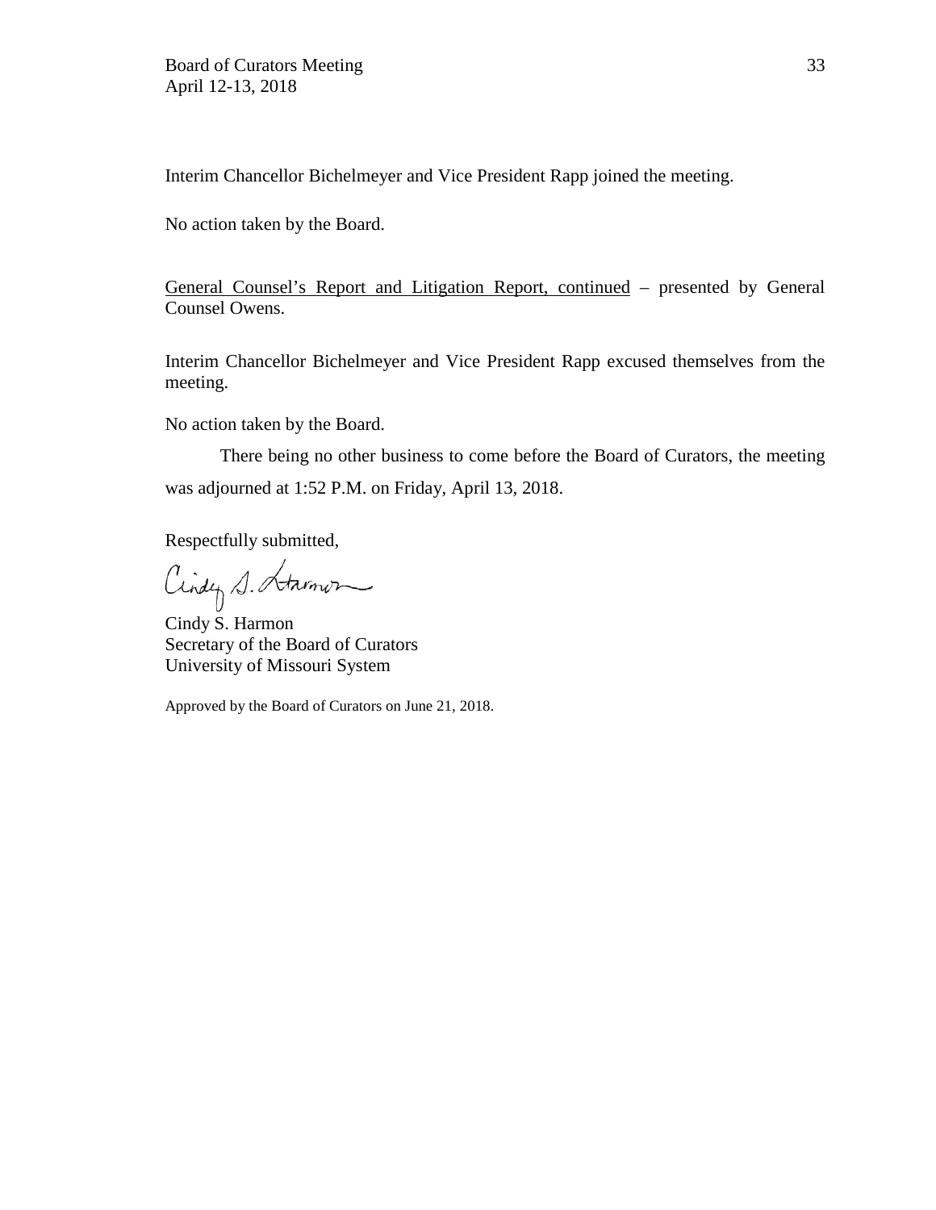Interim Chancellor Bichelmeyer and Vice President Rapp joined the meeting.

No action taken by the Board.

General Counsel's Report and Litigation Report, continued – presented by General Counsel Owens.

Interim Chancellor Bichelmeyer and Vice President Rapp excused themselves from the meeting.

No action taken by the Board.

There being no other business to come before the Board of Curators, the meeting was adjourned at 1:52 P.M. on Friday, April 13, 2018.

Respectfully submitted,

Cindy S. Harmon

Cindy S. Harmon
Secretary of the Board of Curators
University of Missouri System

Approved by the Board of Curators on June 21, 2018.